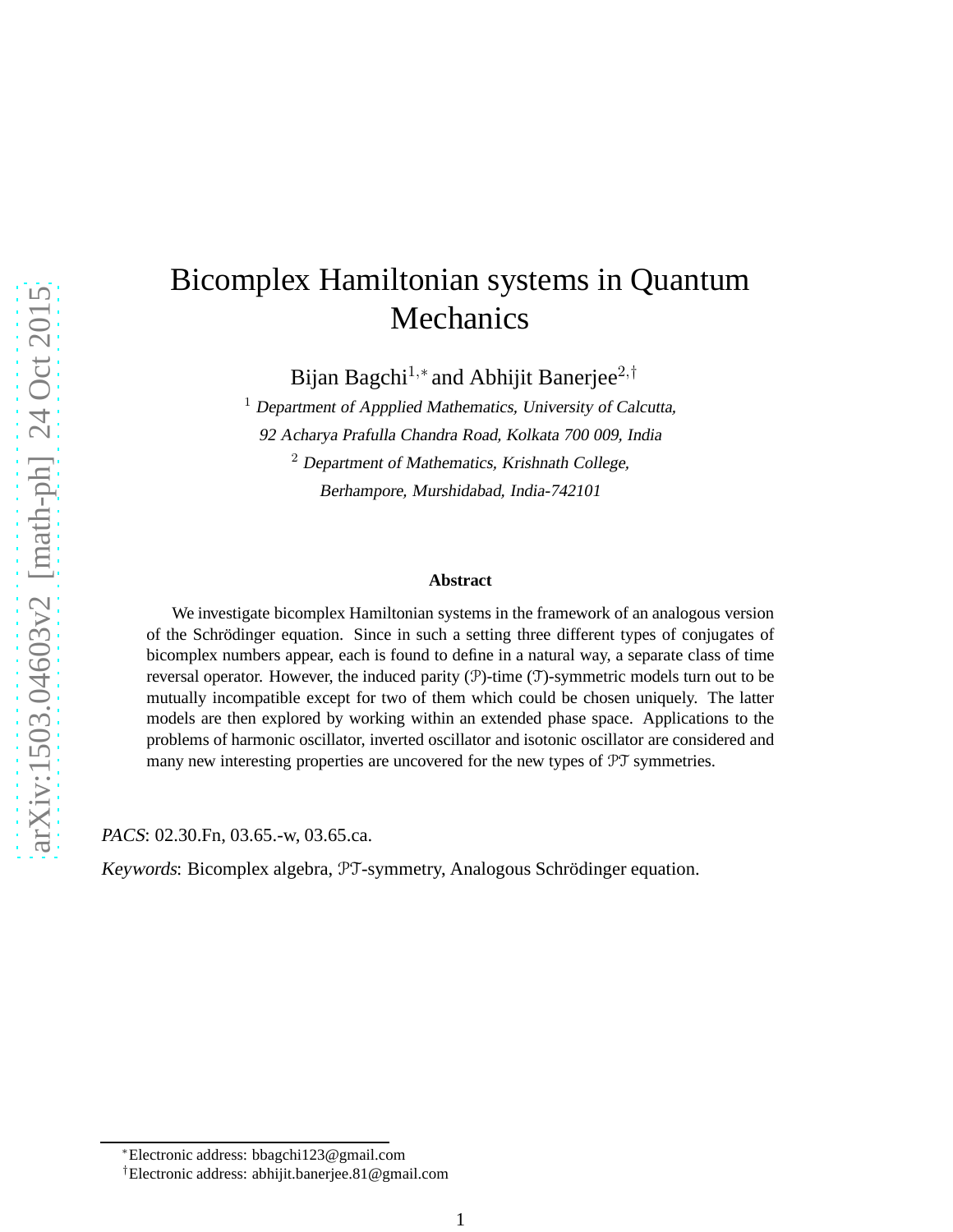# Bicomplex Hamiltonian systems in Quantum Mechanics

Bijan Bagchi[1,*] and Abhijit Banerjee[2,†]

[1] *Department of Appplied Mathematics, University of Calcutta,*
*92 Acharya Prafulla Chandra Road, Kolkata 700 009, India*

[2] *Department of Mathematics, Krishnath College,*
*Berhampore, Murshidabad, India-742101*

**Abstract**

We investigate bicomplex Hamiltonian systems in the framework of an analogous version of the Schrödinger equation. Since in such a setting three different types of conjugates of bicomplex numbers appear, each is found to define in a natural way, a separate class of time reversal operator. However, the induced parity ($\mathcal{P}$)-time ($\mathcal{T}$)-symmetric models turn out to be mutually incompatible except for two of them which could be chosen uniquely. The latter models are then explored by working within an extended phase space. Applications to the problems of harmonic oscillator, inverted oscillator and isotonic oscillator are considered and many new interesting properties are uncovered for the new types of $\mathcal{PT}$ symmetries.

*PACS*: 02.30.Fn, 03.65.-w, 03.65.ca.

*Keywords*: Bicomplex algebra, $\mathcal{PT}$-symmetry, Analogous Schrödinger equation.

---

[*] Electronic address: bbagchi123@gmail.com

[†] Electronic address: abhijit.banerjee.81@gmail.com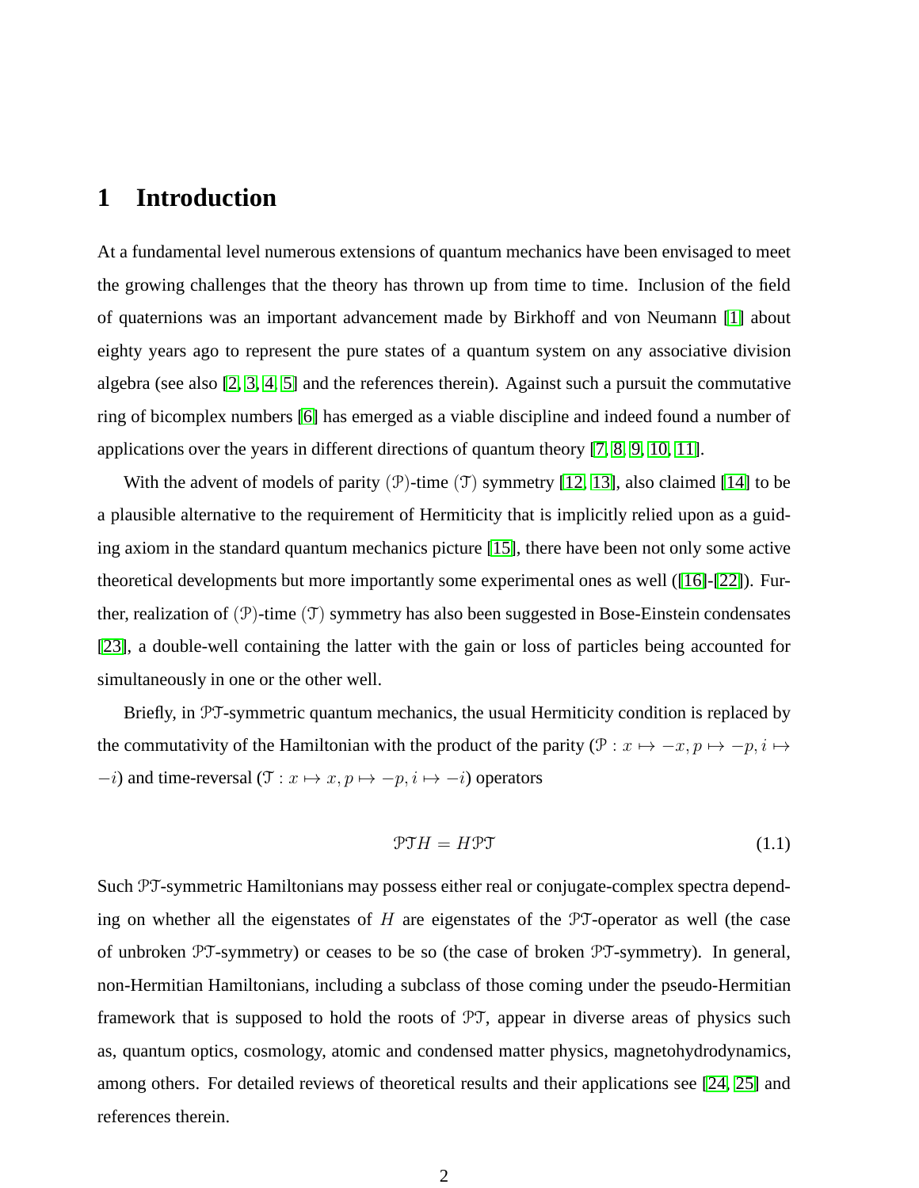# 1 Introduction

At a fundamental level numerous extensions of quantum mechanics have been envisaged to meet the growing challenges that the theory has thrown up from time to time. Inclusion of the field of quaternions was an important advancement made by Birkhoff and von Neumann [1] about eighty years ago to represent the pure states of a quantum system on any associative division algebra (see also [2, 3, 4, 5] and the references therein). Against such a pursuit the commutative ring of bicomplex numbers [6] has emerged as a viable discipline and indeed found a number of applications over the years in different directions of quantum theory [7, 8, 9, 10, 11].

With the advent of models of parity $(\mathcal{P})$-time $(\mathcal{T})$ symmetry [12, 13], also claimed [14] to be a plausible alternative to the requirement of Hermiticity that is implicitly relied upon as a guiding axiom in the standard quantum mechanics picture [15], there have been not only some active theoretical developments but more importantly some experimental ones as well ([16]-[22]). Further, realization of $(\mathcal{P})$-time $(\mathcal{T})$ symmetry has also been suggested in Bose-Einstein condensates [23], a double-well containing the latter with the gain or loss of particles being accounted for simultaneously in one or the other well.

Briefly, in $\mathcal{PT}$-symmetric quantum mechanics, the usual Hermiticity condition is replaced by the commutativity of the Hamiltonian with the product of the parity ($\mathcal{P}: x \mapsto -x, p \mapsto -p, i \mapsto -i$) and time-reversal ($\mathcal{T}: x \mapsto x, p \mapsto -p, i \mapsto -i$) operators

$$\mathcal{PT}H = H\mathcal{PT} \tag{1.1}$$

Such $\mathcal{PT}$-symmetric Hamiltonians may possess either real or conjugate-complex spectra depending on whether all the eigenstates of $H$ are eigenstates of the $\mathcal{PT}$-operator as well (the case of unbroken $\mathcal{PT}$-symmetry) or ceases to be so (the case of broken $\mathcal{PT}$-symmetry). In general, non-Hermitian Hamiltonians, including a subclass of those coming under the pseudo-Hermitian framework that is supposed to hold the roots of $\mathcal{PT}$, appear in diverse areas of physics such as, quantum optics, cosmology, atomic and condensed matter physics, magnetohydrodynamics, among others. For detailed reviews of theoretical results and their applications see [24, 25] and references therein.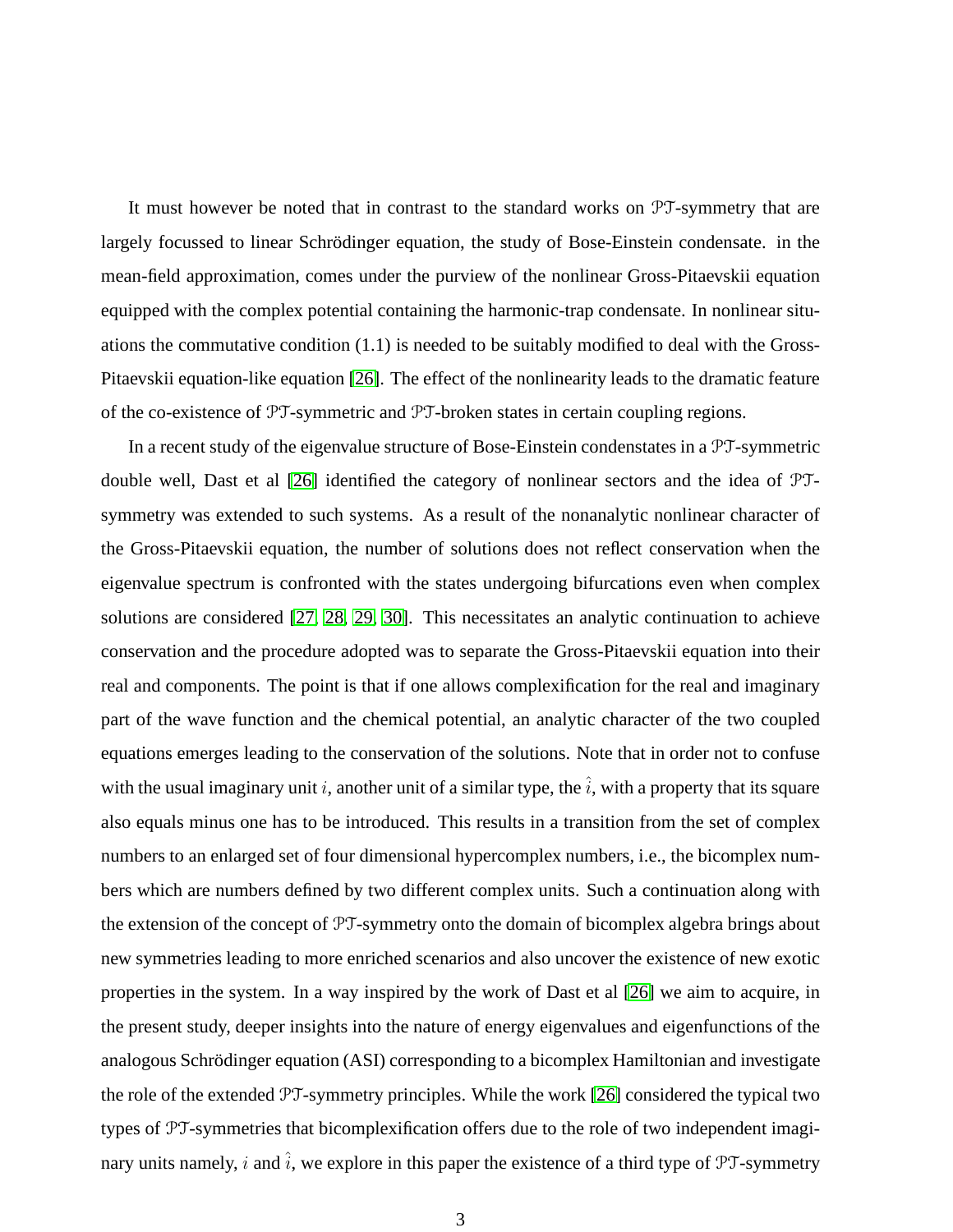It must however be noted that in contrast to the standard works on $\mathcal{PT}$-symmetry that are largely focussed to linear Schrödinger equation, the study of Bose-Einstein condensate. in the mean-field approximation, comes under the purview of the nonlinear Gross-Pitaevskii equation equipped with the complex potential containing the harmonic-trap condensate. In nonlinear situations the commutative condition (1.1) is needed to be suitably modified to deal with the Gross-Pitaevskii equation-like equation [26]. The effect of the nonlinearity leads to the dramatic feature of the co-existence of $\mathcal{PT}$-symmetric and $\mathcal{PT}$-broken states in certain coupling regions.

In a recent study of the eigenvalue structure of Bose-Einstein condenstates in a $\mathcal{PT}$-symmetric double well, Dast et al [26] identified the category of nonlinear sectors and the idea of $\mathcal{PT}$-symmetry was extended to such systems. As a result of the nonanalytic nonlinear character of the Gross-Pitaevskii equation, the number of solutions does not reflect conservation when the eigenvalue spectrum is confronted with the states undergoing bifurcations even when complex solutions are considered [27, 28, 29, 30]. This necessitates an analytic continuation to achieve conservation and the procedure adopted was to separate the Gross-Pitaevskii equation into their real and components. The point is that if one allows complexification for the real and imaginary part of the wave function and the chemical potential, an analytic character of the two coupled equations emerges leading to the conservation of the solutions. Note that in order not to confuse with the usual imaginary unit $i$, another unit of a similar type, the $\hat{i}$, with a property that its square also equals minus one has to be introduced. This results in a transition from the set of complex numbers to an enlarged set of four dimensional hypercomplex numbers, i.e., the bicomplex numbers which are numbers defined by two different complex units. Such a continuation along with the extension of the concept of $\mathcal{PT}$-symmetry onto the domain of bicomplex algebra brings about new symmetries leading to more enriched scenarios and also uncover the existence of new exotic properties in the system. In a way inspired by the work of Dast et al [26] we aim to acquire, in the present study, deeper insights into the nature of energy eigenvalues and eigenfunctions of the analogous Schrödinger equation (ASI) corresponding to a bicomplex Hamiltonian and investigate the role of the extended $\mathcal{PT}$-symmetry principles. While the work [26] considered the typical two types of $\mathcal{PT}$-symmetries that bicomplexification offers due to the role of two independent imaginary units namely, $i$ and $\hat{i}$, we explore in this paper the existence of a third type of $\mathcal{PT}$-symmetry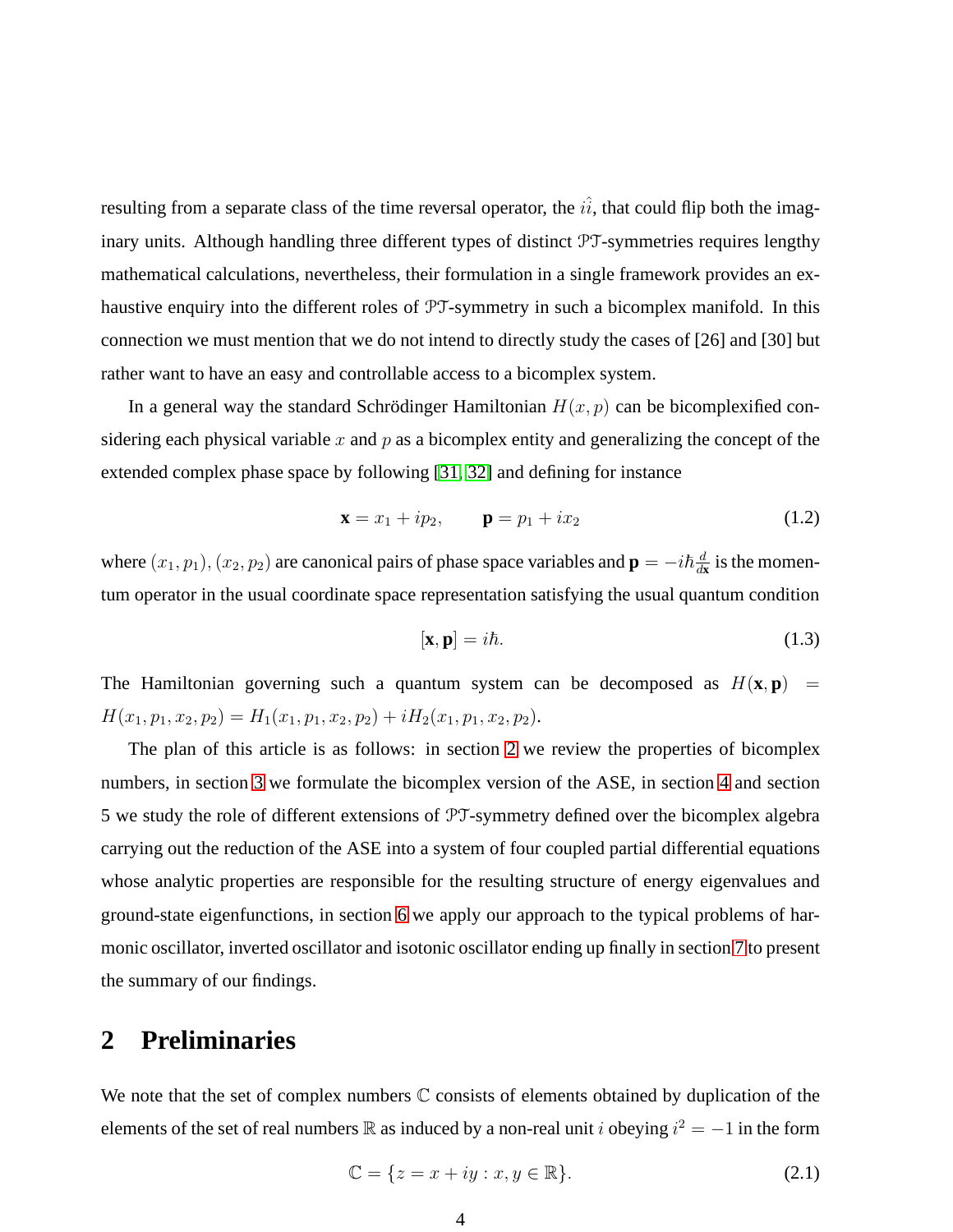resulting from a separate class of the time reversal operator, the $i\hat{i}$, that could flip both the imaginary units. Although handling three different types of distinct $\mathcal{PT}$-symmetries requires lengthy mathematical calculations, nevertheless, their formulation in a single framework provides an exhaustive enquiry into the different roles of $\mathcal{PT}$-symmetry in such a bicomplex manifold. In this connection we must mention that we do not intend to directly study the cases of [26] and [30] but rather want to have an easy and controllable access to a bicomplex system.

In a general way the standard Schrödinger Hamiltonian $H(x, p)$ can be bicomplexified considering each physical variable $x$ and $p$ as a bicomplex entity and generalizing the concept of the extended complex phase space by following [31, 32] and defining for instance

$$\mathbf{x} = x_1 + ip_2, \qquad \mathbf{p} = p_1 + ix_2 \tag{1.2}$$

where $(x_1, p_1), (x_2, p_2)$ are canonical pairs of phase space variables and $\mathbf{p} = -i\hbar\frac{d}{d\mathbf{x}}$ is the momentum operator in the usual coordinate space representation satisfying the usual quantum condition

$$[\mathbf{x}, \mathbf{p}] = i\hbar. \tag{1.3}$$

The Hamiltonian governing such a quantum system can be decomposed as $H(\mathbf{x}, \mathbf{p}) = H(x_1, p_1, x_2, p_2) = H_1(x_1, p_1, x_2, p_2) + iH_2(x_1, p_1, x_2, p_2)$.

The plan of this article is as follows: in section 2 we review the properties of bicomplex numbers, in section 3 we formulate the bicomplex version of the ASE, in section 4 and section 5 we study the role of different extensions of $\mathcal{PT}$-symmetry defined over the bicomplex algebra carrying out the reduction of the ASE into a system of four coupled partial differential equations whose analytic properties are responsible for the resulting structure of energy eigenvalues and ground-state eigenfunctions, in section 6 we apply our approach to the typical problems of harmonic oscillator, inverted oscillator and isotonic oscillator ending up finally in section 7 to present the summary of our findings.

## 2 Preliminaries

We note that the set of complex numbers $\mathbb{C}$ consists of elements obtained by duplication of the elements of the set of real numbers $\mathbb{R}$ as induced by a non-real unit $i$ obeying $i^2 = -1$ in the form

$$\mathbb{C} = \{z = x + iy : x, y \in \mathbb{R}\}. \tag{2.1}$$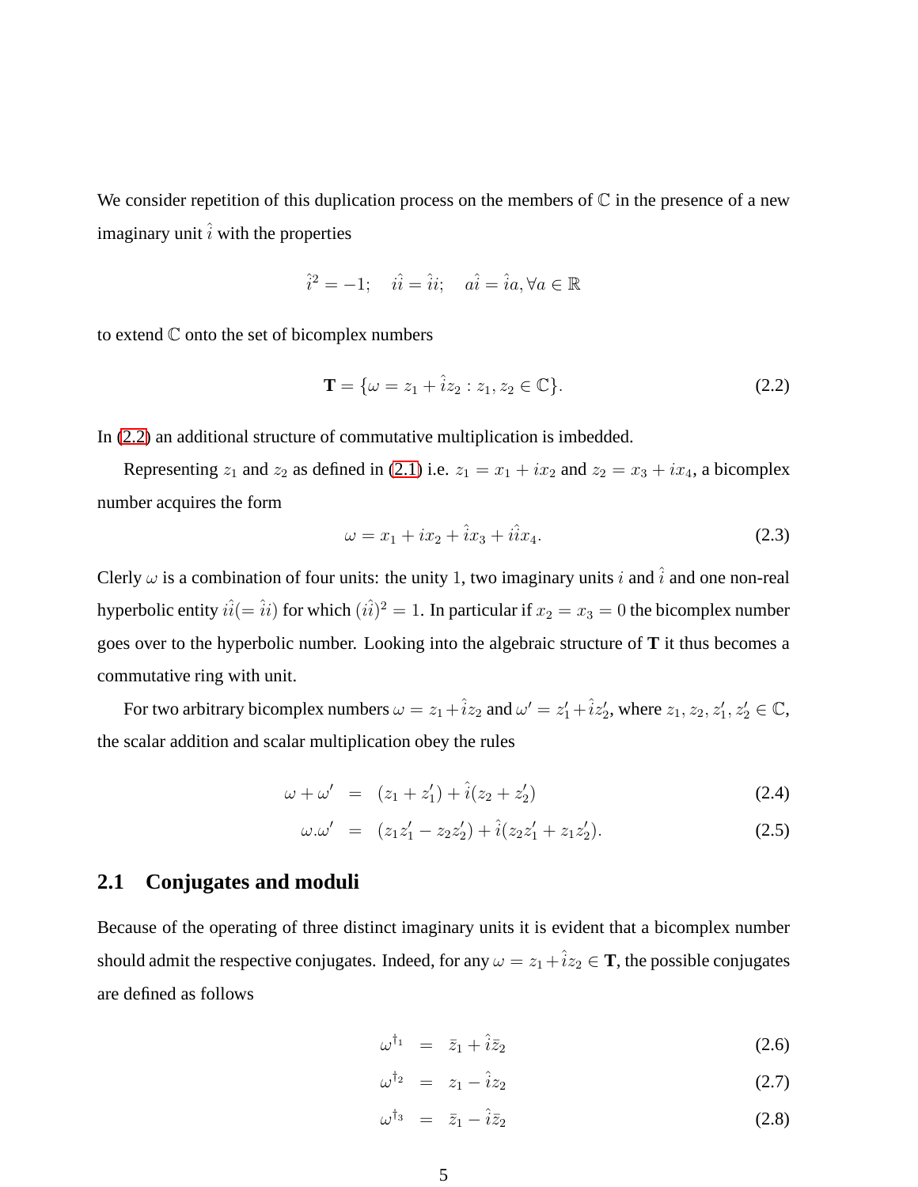We consider repetition of this duplication process on the members of $\mathbb{C}$ in the presence of a new imaginary unit $\hat{i}$ with the properties

$$\hat{i}^2 = -1; \quad i\hat{i} = \hat{i}i; \quad a\hat{i} = \hat{i}a, \forall a \in \mathbb{R}$$

to extend $\mathbb{C}$ onto the set of bicomplex numbers

$$\mathbf{T} = \{\omega = z_1 + \hat{i}z_2 : z_1, z_2 \in \mathbb{C}\}. \tag{2.2}$$

In (2.2) an additional structure of commutative multiplication is imbedded.

Representing $z_1$ and $z_2$ as defined in (2.1) i.e. $z_1 = x_1 + ix_2$ and $z_2 = x_3 + ix_4$, a bicomplex number acquires the form

$$\omega = x_1 + ix_2 + \hat{i}x_3 + i\hat{i}x_4. \tag{2.3}$$

Clerly $\omega$ is a combination of four units: the unity 1, two imaginary units $i$ and $\hat{i}$ and one non-real hyperbolic entity $i\hat{i}(= \hat{i}i)$ for which $(i\hat{i})^2 = 1$. In particular if $x_2 = x_3 = 0$ the bicomplex number goes over to the hyperbolic number. Looking into the algebraic structure of **T** it thus becomes a commutative ring with unit.

For two arbitrary bicomplex numbers $\omega = z_1 + \hat{i}z_2$ and $\omega' = z_1' + \hat{i}z_2'$, where $z_1, z_2, z_1', z_2' \in \mathbb{C}$, the scalar addition and scalar multiplication obey the rules

$$\omega + \omega' = (z_1 + z_1') + \hat{i}(z_2 + z_2') \tag{2.4}$$

$$\omega.\omega' = (z_1 z_1' - z_2 z_2') + \hat{i}(z_2 z_1' + z_1 z_2'). \tag{2.5}$$

## 2.1 Conjugates and moduli

Because of the operating of three distinct imaginary units it is evident that a bicomplex number should admit the respective conjugates. Indeed, for any $\omega = z_1 + \hat{i}z_2 \in \mathbf{T}$, the possible conjugates are defined as follows

$$\omega^{\dagger_1} = \bar{z}_1 + \hat{i}\bar{z}_2 \tag{2.6}$$

$$\omega^{\dagger_2} = z_1 - \hat{i}z_2 \tag{2.7}$$

$$\omega^{\dagger_3} = \bar{z}_1 - \hat{i}\bar{z}_2 \tag{2.8}$$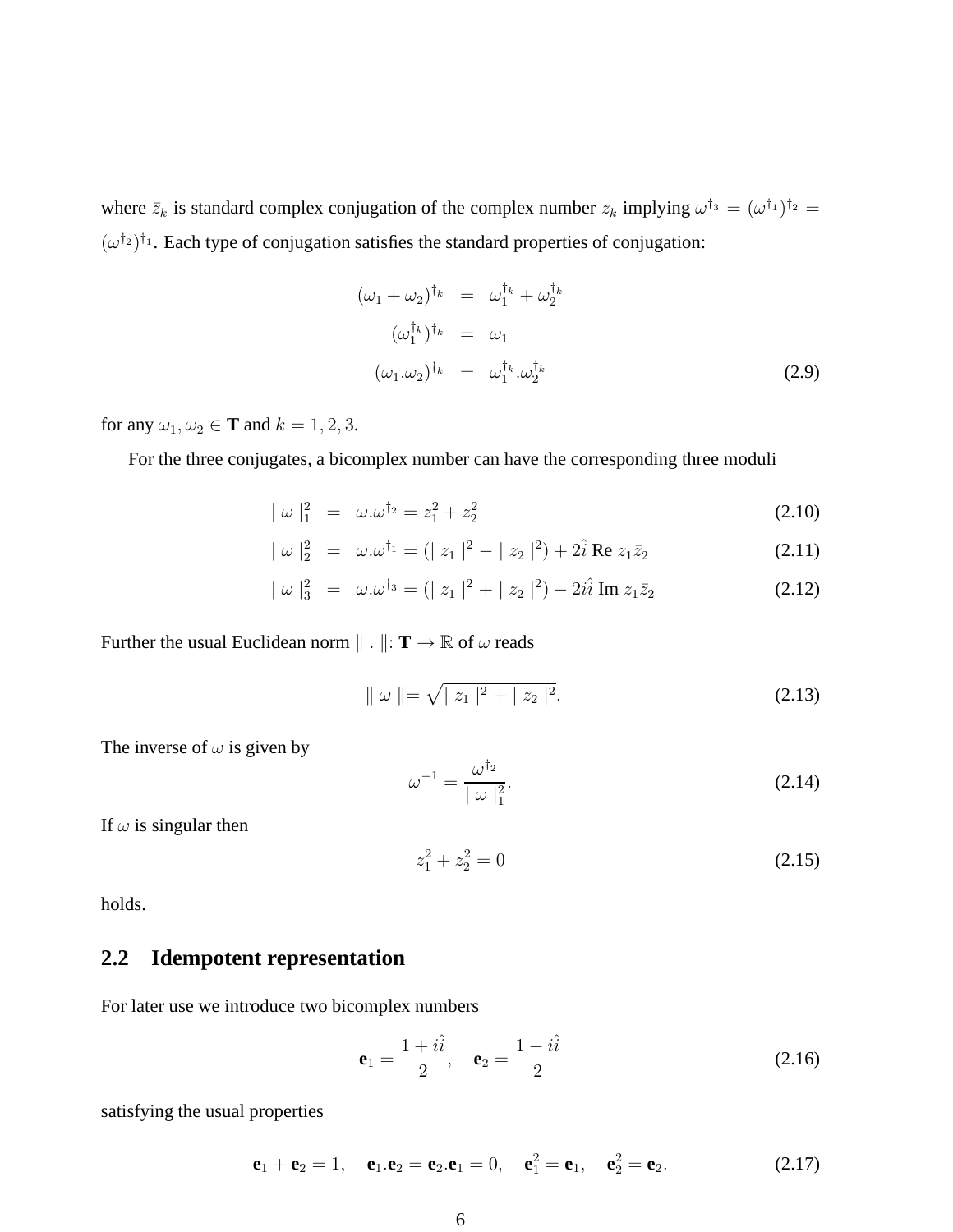where $\bar{z}_k$ is standard complex conjugation of the complex number $z_k$ implying $\omega^{\dagger_3} = (\omega^{\dagger_1})^{\dagger_2} = (\omega^{\dagger_2})^{\dagger_1}$. Each type of conjugation satisfies the standard properties of conjugation:

$$
\begin{aligned}
(\omega_1 + \omega_2)^{\dagger_k} &= \omega_1^{\dagger_k} + \omega_2^{\dagger_k} \\
(\omega_1^{\dagger_k})^{\dagger_k} &= \omega_1 \\
(\omega_1 . \omega_2)^{\dagger_k} &= \omega_1^{\dagger_k} . \omega_2^{\dagger_k}
\end{aligned}
\tag{2.9}
$$

for any $\omega_1, \omega_2 \in \mathbf{T}$ and $k = 1, 2, 3$.

For the three conjugates, a bicomplex number can have the corresponding three moduli

$$
| \, \omega \, |_1^2 = \omega . \omega^{\dagger_2} = z_1^2 + z_2^2 \tag{2.10}
$$

$$
| \, \omega \, |_2^2 = \omega . \omega^{\dagger_1} = (| \, z_1 \, |^2 - | \, z_2 \, |^2) + 2\hat{i} \text{ Re } z_1 \bar{z}_2 \tag{2.11}
$$

$$
| \, \omega \, |_3^2 = \omega . \omega^{\dagger_3} = (| \, z_1 \, |^2 + | \, z_2 \, |^2) - 2i\hat{i} \text{ Im } z_1 \bar{z}_2 \tag{2.12}
$$

Further the usual Euclidean norm $\| \, . \, \| : \mathbf{T} \to \mathbb{R}$ of $\omega$ reads

$$
\| \, \omega \, \| = \sqrt{| \, z_1 \, |^2 + | \, z_2 \, |^2}. \tag{2.13}
$$

The inverse of $\omega$ is given by

$$
\omega^{-1} = \frac{\omega^{\dagger_2}}{| \, \omega \, |_1^2}. \tag{2.14}
$$

If $\omega$ is singular then

$$
z_1^2 + z_2^2 = 0 \tag{2.15}
$$

holds.

## 2.2 Idempotent representation

For later use we introduce two bicomplex numbers

$$
\mathbf{e}_1 = \frac{1 + i\hat{i}}{2}, \quad \mathbf{e}_2 = \frac{1 - i\hat{i}}{2} \tag{2.16}
$$

satisfying the usual properties

$$
\mathbf{e}_1 + \mathbf{e}_2 = 1, \quad \mathbf{e}_1 . \mathbf{e}_2 = \mathbf{e}_2 . \mathbf{e}_1 = 0, \quad \mathbf{e}_1^2 = \mathbf{e}_1, \quad \mathbf{e}_2^2 = \mathbf{e}_2. \tag{2.17}
$$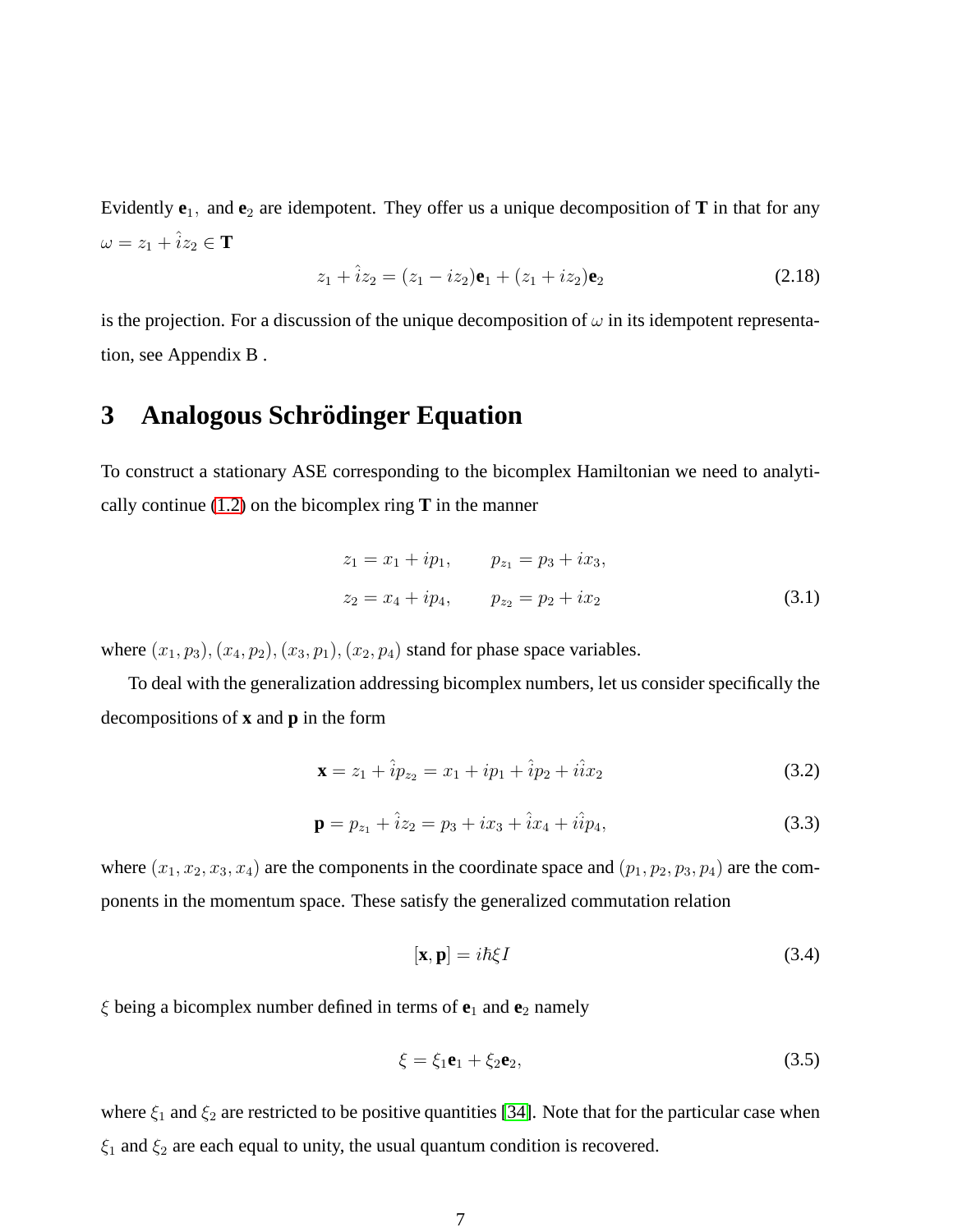Evidently $\mathbf{e}_1$, and $\mathbf{e}_2$ are idempotent. They offer us a unique decomposition of $\mathbf{T}$ in that for any $\omega = z_1 + \hat{i} z_2 \in \mathbf{T}$

$$z_1 + \hat{i} z_2 = (z_1 - i z_2)\mathbf{e}_1 + (z_1 + i z_2)\mathbf{e}_2 \tag{2.18}$$

is the projection. For a discussion of the unique decomposition of $\omega$ in its idempotent representation, see Appendix B .

# 3 Analogous Schrödinger Equation

To construct a stationary ASE corresponding to the bicomplex Hamiltonian we need to analytically continue (1.2) on the bicomplex ring $\mathbf{T}$ in the manner

$$\begin{aligned} z_1 &= x_1 + i p_1, \qquad p_{z_1} = p_3 + i x_3, \\ z_2 &= x_4 + i p_4, \qquad p_{z_2} = p_2 + i x_2 \end{aligned} \tag{3.1}$$

where $(x_1, p_3), (x_4, p_2), (x_3, p_1), (x_2, p_4)$ stand for phase space variables.

To deal with the generalization addressing bicomplex numbers, let us consider specifically the decompositions of $\mathbf{x}$ and $\mathbf{p}$ in the form

$$\mathbf{x} = z_1 + \hat{i} p_{z_2} = x_1 + i p_1 + \hat{i} p_2 + i\hat{i} x_2 \tag{3.2}$$

$$\mathbf{p} = p_{z_1} + \hat{i} z_2 = p_3 + i x_3 + \hat{i} x_4 + i\hat{i} p_4, \tag{3.3}$$

where $(x_1, x_2, x_3, x_4)$ are the components in the coordinate space and $(p_1, p_2, p_3, p_4)$ are the components in the momentum space. These satisfy the generalized commutation relation

$$[\mathbf{x}, \mathbf{p}] = i\hbar \xi I \tag{3.4}$$

$\xi$ being a bicomplex number defined in terms of $\mathbf{e}_1$ and $\mathbf{e}_2$ namely

$$\xi = \xi_1 \mathbf{e}_1 + \xi_2 \mathbf{e}_2, \tag{3.5}$$

where $\xi_1$ and $\xi_2$ are restricted to be positive quantities [34]. Note that for the particular case when $\xi_1$ and $\xi_2$ are each equal to unity, the usual quantum condition is recovered.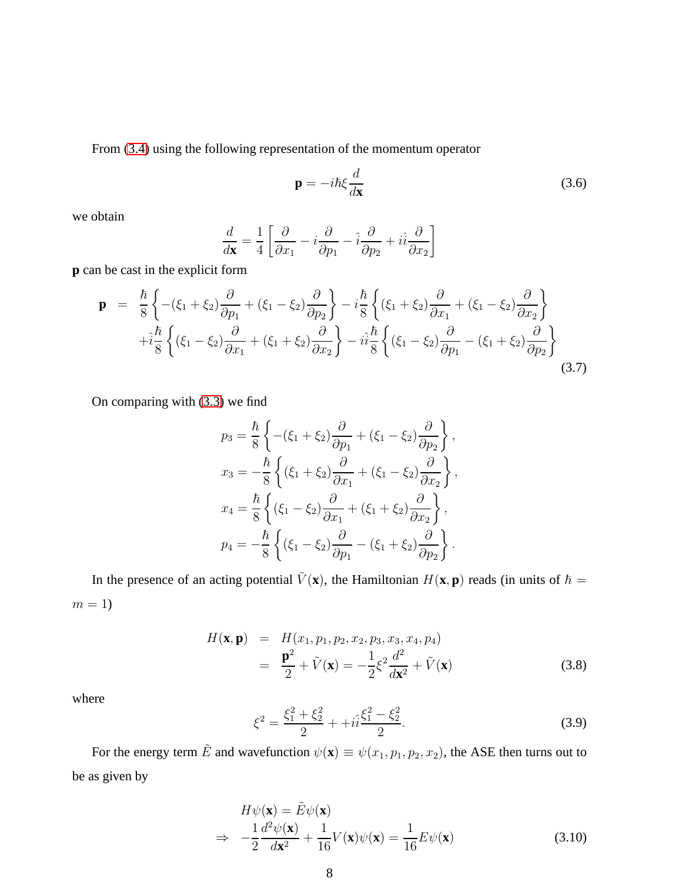From (3.4) using the following representation of the momentum operator

$$\mathbf{p} = -i\hbar\xi \frac{d}{d\mathbf{x}} \tag{3.6}$$

we obtain

$$\frac{d}{d\mathbf{x}} = \frac{1}{4}\left[\frac{\partial}{\partial x_1} - i\frac{\partial}{\partial p_1} - \hat{i}\frac{\partial}{\partial p_2} + i\hat{i}\frac{\partial}{\partial x_2}\right]$$

**p** can be cast in the explicit form

$$\begin{aligned}
\mathbf{p} &= \frac{\hbar}{8}\left\{-(\xi_1+\xi_2)\frac{\partial}{\partial p_1} + (\xi_1-\xi_2)\frac{\partial}{\partial p_2}\right\} - i\frac{\hbar}{8}\left\{(\xi_1+\xi_2)\frac{\partial}{\partial x_1} + (\xi_1-\xi_2)\frac{\partial}{\partial x_2}\right\} \\
&\quad + \hat{i}\frac{\hbar}{8}\left\{(\xi_1-\xi_2)\frac{\partial}{\partial x_1} + (\xi_1+\xi_2)\frac{\partial}{\partial x_2}\right\} - i\hat{i}\frac{\hbar}{8}\left\{(\xi_1-\xi_2)\frac{\partial}{\partial p_1} - (\xi_1+\xi_2)\frac{\partial}{\partial p_2}\right\}
\end{aligned} \tag{3.7}$$

On comparing with (3.3) we find

$$\begin{aligned}
p_3 &= \frac{\hbar}{8}\left\{-(\xi_1+\xi_2)\frac{\partial}{\partial p_1} + (\xi_1-\xi_2)\frac{\partial}{\partial p_2}\right\}, \\
x_3 &= -\frac{\hbar}{8}\left\{(\xi_1+\xi_2)\frac{\partial}{\partial x_1} + (\xi_1-\xi_2)\frac{\partial}{\partial x_2}\right\}, \\
x_4 &= \frac{\hbar}{8}\left\{(\xi_1-\xi_2)\frac{\partial}{\partial x_1} + (\xi_1+\xi_2)\frac{\partial}{\partial x_2}\right\}, \\
p_4 &= -\frac{\hbar}{8}\left\{(\xi_1-\xi_2)\frac{\partial}{\partial p_1} - (\xi_1+\xi_2)\frac{\partial}{\partial p_2}\right\}.
\end{aligned}$$

In the presence of an acting potential $\tilde{V}(\mathbf{x})$, the Hamiltonian $H(\mathbf{x}, \mathbf{p})$ reads (in units of $\hbar = m = 1$)

$$\begin{aligned}
H(\mathbf{x}, \mathbf{p}) &= H(x_1, p_1, p_2, x_2, p_3, x_3, x_4, p_4) \\
&= \frac{\mathbf{p}^2}{2} + \tilde{V}(\mathbf{x}) = -\frac{1}{2}\xi^2\frac{d^2}{d\mathbf{x}^2} + \tilde{V}(\mathbf{x})
\end{aligned} \tag{3.8}$$

where

$$\xi^2 = \frac{\xi_1^2+\xi_2^2}{2} + +i\hat{i}\frac{\xi_1^2-\xi_2^2}{2}. \tag{3.9}$$

For the energy term $\tilde{E}$ and wavefunction $\psi(\mathbf{x}) \equiv \psi(x_1, p_1, p_2, x_2)$, the ASE then turns out to be as given by

$$\begin{aligned}
& H\psi(\mathbf{x}) = \tilde{E}\psi(\mathbf{x}) \\
\Rightarrow \quad & -\frac{1}{2}\frac{d^2\psi(\mathbf{x})}{d\mathbf{x}^2} + \frac{1}{16}V(\mathbf{x})\psi(\mathbf{x}) = \frac{1}{16}E\psi(\mathbf{x})
\end{aligned} \tag{3.10}$$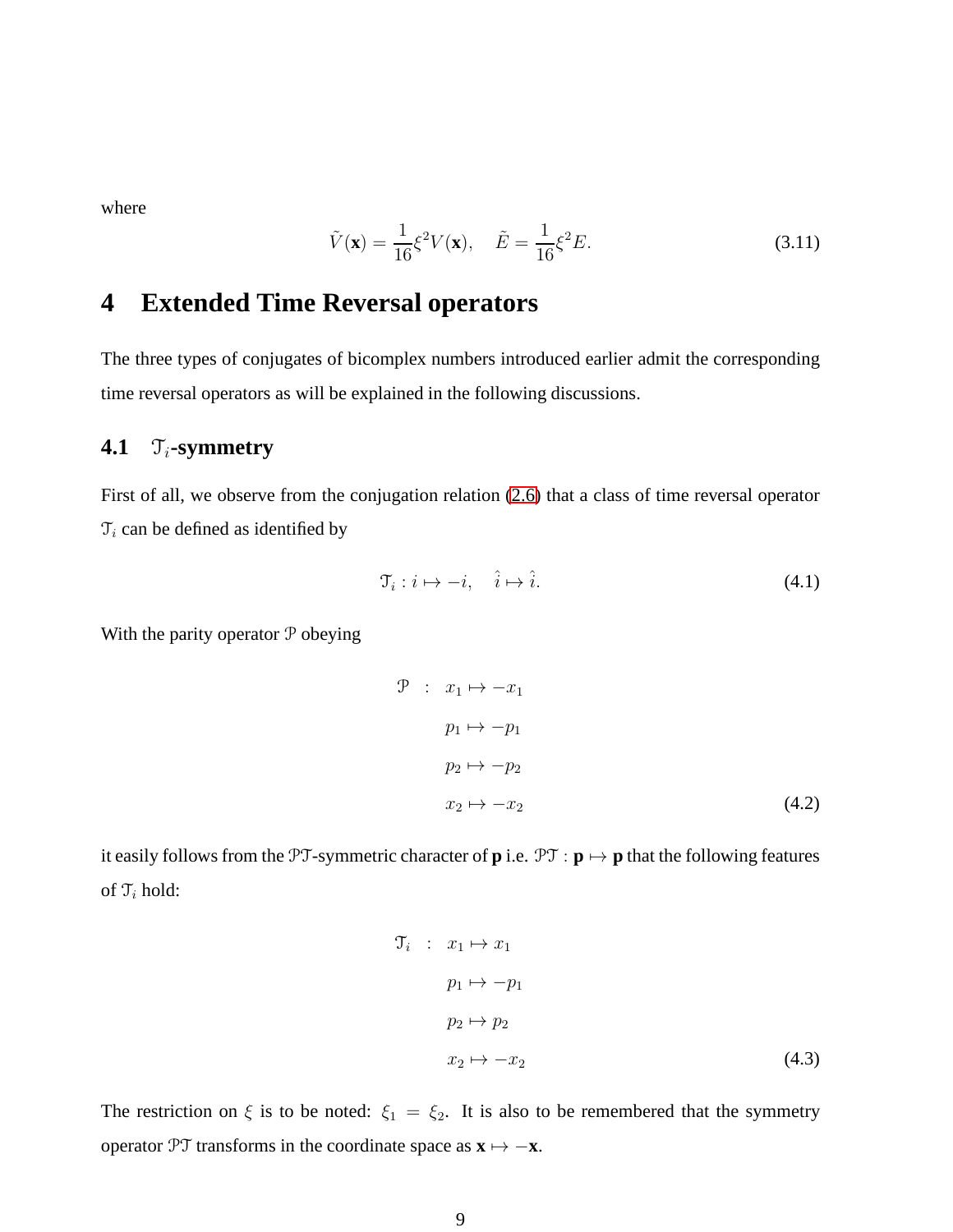where

$$\tilde{V}(\mathbf{x}) = \frac{1}{16}\xi^2 V(\mathbf{x}), \quad \tilde{E} = \frac{1}{16}\xi^2 E. \tag{3.11}$$

# 4 Extended Time Reversal operators

The three types of conjugates of bicomplex numbers introduced earlier admit the corresponding time reversal operators as will be explained in the following discussions.

## 4.1 $\mathcal{T}_i$-symmetry

First of all, we observe from the conjugation relation (2.6) that a class of time reversal operator $\mathcal{T}_i$ can be defined as identified by

$$\mathcal{T}_i : i \mapsto -i, \quad \hat{i} \mapsto \hat{i}. \tag{4.1}$$

With the parity operator $\mathcal{P}$ obeying

$$\begin{aligned} \mathcal{P} \quad : \quad & x_1 \mapsto -x_1 \\ & p_1 \mapsto -p_1 \\ & p_2 \mapsto -p_2 \\ & x_2 \mapsto -x_2 \end{aligned} \tag{4.2}$$

it easily follows from the $\mathcal{PT}$-symmetric character of **p** i.e. $\mathcal{PT} : \mathbf{p} \mapsto \mathbf{p}$ that the following features of $\mathcal{T}_i$ hold:

$$\begin{aligned} \mathcal{T}_i \quad : \quad & x_1 \mapsto x_1 \\ & p_1 \mapsto -p_1 \\ & p_2 \mapsto p_2 \\ & x_2 \mapsto -x_2 \end{aligned} \tag{4.3}$$

The restriction on $\xi$ is to be noted: $\xi_1 = \xi_2$. It is also to be remembered that the symmetry operator $\mathcal{PT}$ transforms in the coordinate space as $\mathbf{x} \mapsto -\mathbf{x}$.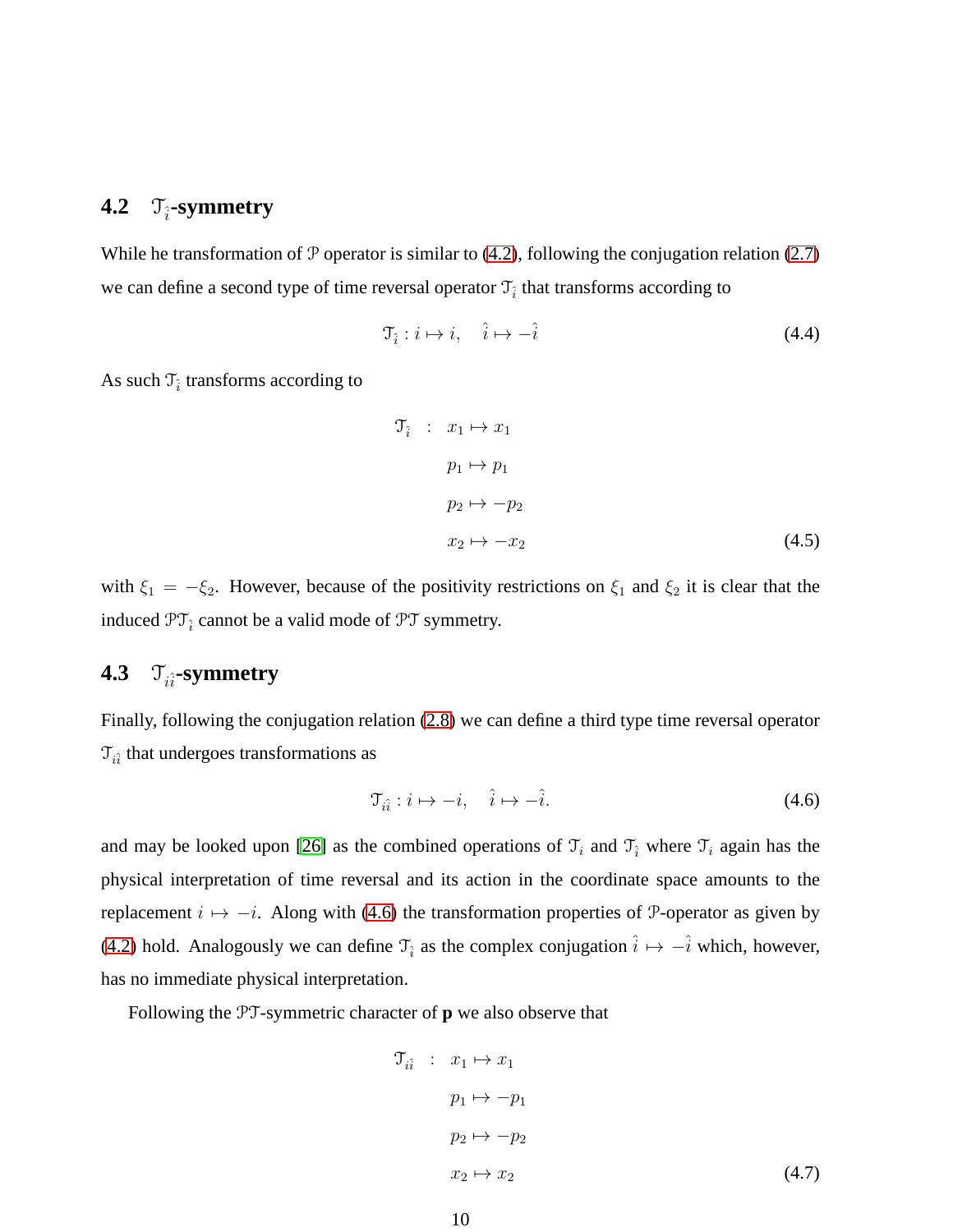### 4.2 $\mathcal{T}_{\hat{i}}$-symmetry

While he transformation of $\mathcal{P}$ operator is similar to (4.2), following the conjugation relation (2.7) we can define a second type of time reversal operator $\mathcal{T}_{\hat{i}}$ that transforms according to

$$\mathcal{T}_{\hat{i}} : i \mapsto i, \quad \hat{i} \mapsto -\hat{i} \tag{4.4}$$

As such $\mathcal{T}_{\hat{i}}$ transforms according to

$$\begin{aligned} \mathcal{T}_{\hat{i}} \quad : \quad & x_1 \mapsto x_1 \\ & p_1 \mapsto p_1 \\ & p_2 \mapsto -p_2 \\ & x_2 \mapsto -x_2 \end{aligned} \tag{4.5}$$

with $\xi_1 = -\xi_2$. However, because of the positivity restrictions on $\xi_1$ and $\xi_2$ it is clear that the induced $\mathcal{PT}_{\hat{i}}$ cannot be a valid mode of $\mathcal{PT}$ symmetry.

### 4.3 $\mathcal{T}_{i\hat{i}}$-symmetry

Finally, following the conjugation relation (2.8) we can define a third type time reversal operator $\mathcal{T}_{i\hat{i}}$ that undergoes transformations as

$$\mathcal{T}_{i\hat{i}} : i \mapsto -i, \quad \hat{i} \mapsto -\hat{i}. \tag{4.6}$$

and may be looked upon [26] as the combined operations of $\mathcal{T}_i$ and $\mathcal{T}_{\hat{i}}$ where $\mathcal{T}_i$ again has the physical interpretation of time reversal and its action in the coordinate space amounts to the replacement $i \mapsto -i$. Along with (4.6) the transformation properties of $\mathcal{P}$-operator as given by (4.2) hold. Analogously we can define $\mathcal{T}_{\hat{i}}$ as the complex conjugation $\hat{i} \mapsto -\hat{i}$ which, however, has no immediate physical interpretation.

Following the $\mathcal{PT}$-symmetric character of **p** we also observe that

$$\begin{aligned} \mathcal{T}_{i\hat{i}} \quad : \quad & x_1 \mapsto x_1 \\ & p_1 \mapsto -p_1 \\ & p_2 \mapsto -p_2 \\ & x_2 \mapsto x_2 \end{aligned} \tag{4.7}$$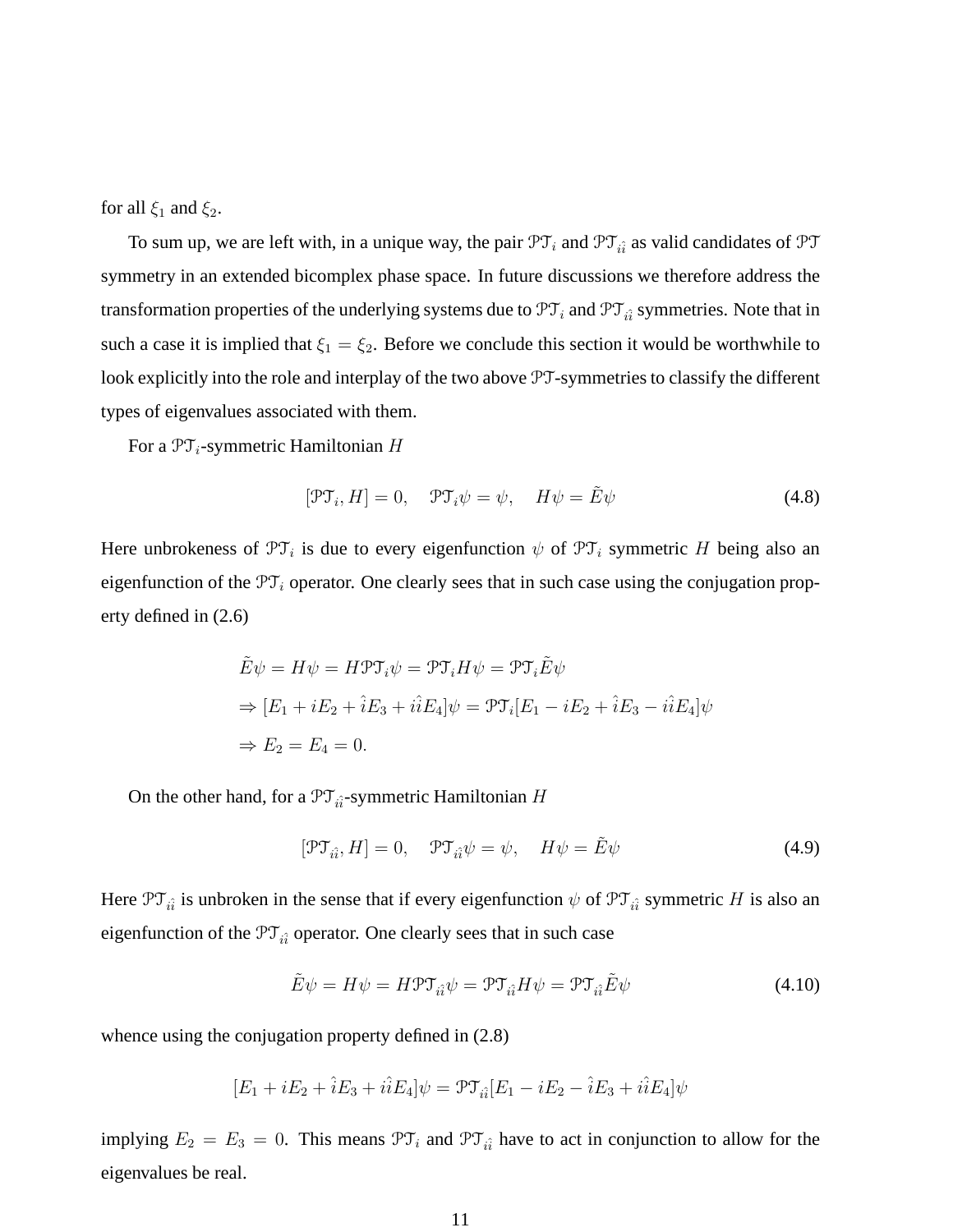for all $\xi_1$ and $\xi_2$.

To sum up, we are left with, in a unique way, the pair $\mathcal{PT}_i$ and $\mathcal{PT}_{i\hat{i}}$ as valid candidates of $\mathcal{PT}$ symmetry in an extended bicomplex phase space. In future discussions we therefore address the transformation properties of the underlying systems due to $\mathcal{PT}_i$ and $\mathcal{PT}_{i\hat{i}}$ symmetries. Note that in such a case it is implied that $\xi_1 = \xi_2$. Before we conclude this section it would be worthwhile to look explicitly into the role and interplay of the two above $\mathcal{PT}$-symmetries to classify the different types of eigenvalues associated with them.

For a $\mathcal{PT}_i$-symmetric Hamiltonian $H$

$$[\mathcal{PT}_i, H] = 0, \quad \mathcal{PT}_i\psi = \psi, \quad H\psi = \tilde{E}\psi \tag{4.8}$$

Here unbrokeness of $\mathcal{PT}_i$ is due to every eigenfunction $\psi$ of $\mathcal{PT}_i$ symmetric $H$ being also an eigenfunction of the $\mathcal{PT}_i$ operator. One clearly sees that in such case using the conjugation property defined in (2.6)

$$\begin{aligned}
&\tilde{E}\psi = H\psi = H\mathcal{PT}_i\psi = \mathcal{PT}_iH\psi = \mathcal{PT}_i\tilde{E}\psi \\
&\Rightarrow [E_1 + iE_2 + \hat{i}E_3 + i\hat{i}E_4]\psi = \mathcal{PT}_i[E_1 - iE_2 + \hat{i}E_3 - i\hat{i}E_4]\psi \\
&\Rightarrow E_2 = E_4 = 0.
\end{aligned}$$

On the other hand, for a $\mathcal{PT}_{i\hat{i}}$-symmetric Hamiltonian $H$

$$[\mathcal{PT}_{i\hat{i}}, H] = 0, \quad \mathcal{PT}_{i\hat{i}}\psi = \psi, \quad H\psi = \tilde{E}\psi \tag{4.9}$$

Here $\mathcal{PT}_{i\hat{i}}$ is unbroken in the sense that if every eigenfunction $\psi$ of $\mathcal{PT}_{i\hat{i}}$ symmetric $H$ is also an eigenfunction of the $\mathcal{PT}_{i\hat{i}}$ operator. One clearly sees that in such case

$$\tilde{E}\psi = H\psi = H\mathcal{PT}_{i\hat{i}}\psi = \mathcal{PT}_{i\hat{i}}H\psi = \mathcal{PT}_{i\hat{i}}\tilde{E}\psi \tag{4.10}$$

whence using the conjugation property defined in (2.8)

$$[E_1 + iE_2 + \hat{i}E_3 + i\hat{i}E_4]\psi = \mathcal{PT}_{i\hat{i}}[E_1 - iE_2 - \hat{i}E_3 + i\hat{i}E_4]\psi$$

implying $E_2 = E_3 = 0$. This means $\mathcal{PT}_i$ and $\mathcal{PT}_{i\hat{i}}$ have to act in conjunction to allow for the eigenvalues be real.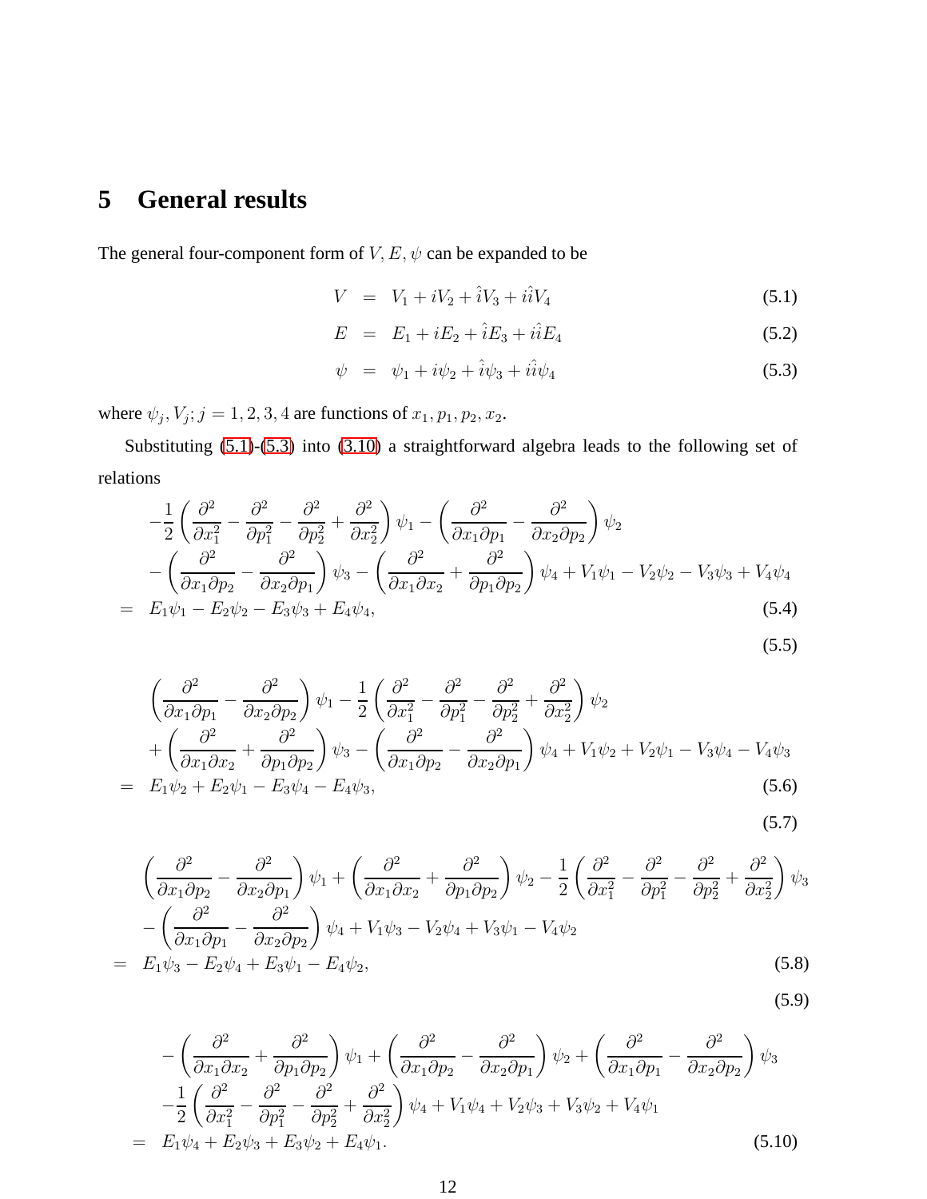## 5 General results

The general four-component form of $V, E, \psi$ can be expanded to be

$$V = V_1 + iV_2 + \hat{i}V_3 + i\hat{i}V_4 \tag{5.1}$$

$$E = E_1 + iE_2 + \hat{i}E_3 + i\hat{i}E_4 \tag{5.2}$$

$$\psi = \psi_1 + i\psi_2 + \hat{i}\psi_3 + i\hat{i}\psi_4 \tag{5.3}$$

where $\psi_j, V_j; j = 1, 2, 3, 4$ are functions of $x_1, p_1, p_2, x_2$.

Substituting (5.1)-(5.3) into (3.10) a straightforward algebra leads to the following set of relations

$$\begin{aligned}
&-\frac{1}{2}\left(\frac{\partial^2}{\partial x_1^2} - \frac{\partial^2}{\partial p_1^2} - \frac{\partial^2}{\partial p_2^2} + \frac{\partial^2}{\partial x_2^2}\right)\psi_1 - \left(\frac{\partial^2}{\partial x_1 \partial p_1} - \frac{\partial^2}{\partial x_2 \partial p_2}\right)\psi_2 \\
&-\left(\frac{\partial^2}{\partial x_1 \partial p_2} - \frac{\partial^2}{\partial x_2 \partial p_1}\right)\psi_3 - \left(\frac{\partial^2}{\partial x_1 \partial x_2} + \frac{\partial^2}{\partial p_1 \partial p_2}\right)\psi_4 + V_1\psi_1 - V_2\psi_2 - V_3\psi_3 + V_4\psi_4 \\
&= E_1\psi_1 - E_2\psi_2 - E_3\psi_3 + E_4\psi_4,
\end{aligned} \tag{5.4}$$

$$\tag{5.5}$$

$$\begin{aligned}
&\left(\frac{\partial^2}{\partial x_1 \partial p_1} - \frac{\partial^2}{\partial x_2 \partial p_2}\right)\psi_1 - \frac{1}{2}\left(\frac{\partial^2}{\partial x_1^2} - \frac{\partial^2}{\partial p_1^2} - \frac{\partial^2}{\partial p_2^2} + \frac{\partial^2}{\partial x_2^2}\right)\psi_2 \\
&+\left(\frac{\partial^2}{\partial x_1 \partial x_2} + \frac{\partial^2}{\partial p_1 \partial p_2}\right)\psi_3 - \left(\frac{\partial^2}{\partial x_1 \partial p_2} - \frac{\partial^2}{\partial x_2 \partial p_1}\right)\psi_4 + V_1\psi_2 + V_2\psi_1 - V_3\psi_4 - V_4\psi_3 \\
&= E_1\psi_2 + E_2\psi_1 - E_3\psi_4 - E_4\psi_3,
\end{aligned} \tag{5.6}$$

$$\tag{5.7}$$

$$\begin{aligned}
&\left(\frac{\partial^2}{\partial x_1 \partial p_2} - \frac{\partial^2}{\partial x_2 \partial p_1}\right)\psi_1 + \left(\frac{\partial^2}{\partial x_1 \partial x_2} + \frac{\partial^2}{\partial p_1 \partial p_2}\right)\psi_2 - \frac{1}{2}\left(\frac{\partial^2}{\partial x_1^2} - \frac{\partial^2}{\partial p_1^2} - \frac{\partial^2}{\partial p_2^2} + \frac{\partial^2}{\partial x_2^2}\right)\psi_3 \\
&-\left(\frac{\partial^2}{\partial x_1 \partial p_1} - \frac{\partial^2}{\partial x_2 \partial p_2}\right)\psi_4 + V_1\psi_3 - V_2\psi_4 + V_3\psi_1 - V_4\psi_2 \\
&= E_1\psi_3 - E_2\psi_4 + E_3\psi_1 - E_4\psi_2,
\end{aligned} \tag{5.8}$$

$$\tag{5.9}$$

$$\begin{aligned}
&-\left(\frac{\partial^2}{\partial x_1 \partial x_2} + \frac{\partial^2}{\partial p_1 \partial p_2}\right)\psi_1 + \left(\frac{\partial^2}{\partial x_1 \partial p_2} - \frac{\partial^2}{\partial x_2 \partial p_1}\right)\psi_2 + \left(\frac{\partial^2}{\partial x_1 \partial p_1} - \frac{\partial^2}{\partial x_2 \partial p_2}\right)\psi_3 \\
&-\frac{1}{2}\left(\frac{\partial^2}{\partial x_1^2} - \frac{\partial^2}{\partial p_1^2} - \frac{\partial^2}{\partial p_2^2} + \frac{\partial^2}{\partial x_2^2}\right)\psi_4 + V_1\psi_4 + V_2\psi_3 + V_3\psi_2 + V_4\psi_1 \\
&= E_1\psi_4 + E_2\psi_3 + E_3\psi_2 + E_4\psi_1.
\end{aligned} \tag{5.10}$$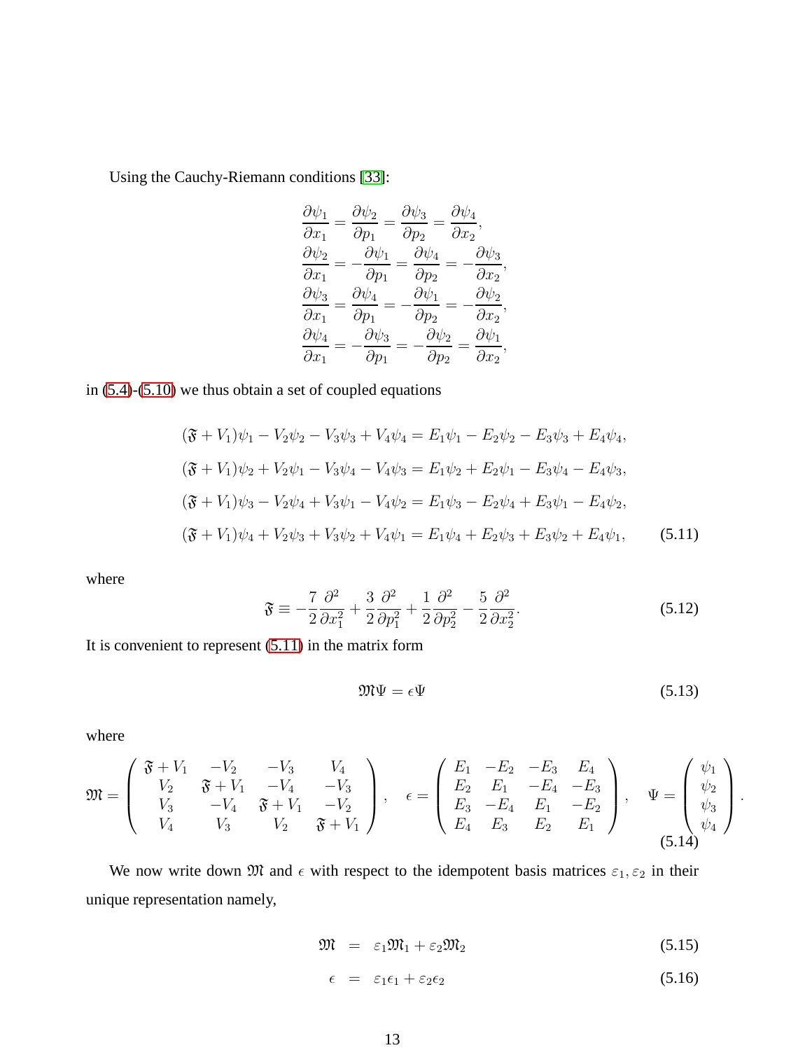Using the Cauchy-Riemann conditions [33]:

$$
\begin{aligned}
\frac{\partial \psi_1}{\partial x_1} &= \frac{\partial \psi_2}{\partial p_1} = \frac{\partial \psi_3}{\partial p_2} = \frac{\partial \psi_4}{\partial x_2}, \\
\frac{\partial \psi_2}{\partial x_1} &= -\frac{\partial \psi_1}{\partial p_1} = \frac{\partial \psi_4}{\partial p_2} = -\frac{\partial \psi_3}{\partial x_2}, \\
\frac{\partial \psi_3}{\partial x_1} &= \frac{\partial \psi_4}{\partial p_1} = -\frac{\partial \psi_1}{\partial p_2} = -\frac{\partial \psi_2}{\partial x_2}, \\
\frac{\partial \psi_4}{\partial x_1} &= -\frac{\partial \psi_3}{\partial p_1} = -\frac{\partial \psi_2}{\partial p_2} = \frac{\partial \psi_1}{\partial x_2},
\end{aligned}
$$

in (5.4)-(5.10) we thus obtain a set of coupled equations

$$
\begin{aligned}
(\mathfrak{F} + V_1)\psi_1 - V_2\psi_2 - V_3\psi_3 + V_4\psi_4 &= E_1\psi_1 - E_2\psi_2 - E_3\psi_3 + E_4\psi_4, \\
(\mathfrak{F} + V_1)\psi_2 + V_2\psi_1 - V_3\psi_4 - V_4\psi_3 &= E_1\psi_2 + E_2\psi_1 - E_3\psi_4 - E_4\psi_3, \\
(\mathfrak{F} + V_1)\psi_3 - V_2\psi_4 + V_3\psi_1 - V_4\psi_2 &= E_1\psi_3 - E_2\psi_4 + E_3\psi_1 - E_4\psi_2, \\
(\mathfrak{F} + V_1)\psi_4 + V_2\psi_3 + V_3\psi_2 + V_4\psi_1 &= E_1\psi_4 + E_2\psi_3 + E_3\psi_2 + E_4\psi_1, \qquad (5.11)
\end{aligned}
$$

where

$$
\mathfrak{F} \equiv -\frac{7}{2}\frac{\partial^2}{\partial x_1^2} + \frac{3}{2}\frac{\partial^2}{\partial p_1^2} + \frac{1}{2}\frac{\partial^2}{\partial p_2^2} - \frac{5}{2}\frac{\partial^2}{\partial x_2^2}. \qquad (5.12)
$$

It is convenient to represent (5.11) in the matrix form

$$
\mathfrak{M}\Psi = \epsilon\Psi \qquad (5.13)
$$

where

$$
\mathfrak{M} = \begin{pmatrix} \mathfrak{F}+V_1 & -V_2 & -V_3 & V_4 \\ V_2 & \mathfrak{F}+V_1 & -V_4 & -V_3 \\ V_3 & -V_4 & \mathfrak{F}+V_1 & -V_2 \\ V_4 & V_3 & V_2 & \mathfrak{F}+V_1 \end{pmatrix}, \quad \epsilon = \begin{pmatrix} E_1 & -E_2 & -E_3 & E_4 \\ E_2 & E_1 & -E_4 & -E_3 \\ E_3 & -E_4 & E_1 & -E_2 \\ E_4 & E_3 & E_2 & E_1 \end{pmatrix}, \quad \Psi = \begin{pmatrix} \psi_1 \\ \psi_2 \\ \psi_3 \\ \psi_4 \end{pmatrix}. \qquad (5.14)
$$

We now write down $\mathfrak{M}$ and $\epsilon$ with respect to the idempotent basis matrices $\varepsilon_1, \varepsilon_2$ in their unique representation namely,

$$
\mathfrak{M} = \varepsilon_1\mathfrak{M}_1 + \varepsilon_2\mathfrak{M}_2 \qquad (5.15)
$$

$$
\epsilon = \varepsilon_1\epsilon_1 + \varepsilon_2\epsilon_2 \qquad (5.16)
$$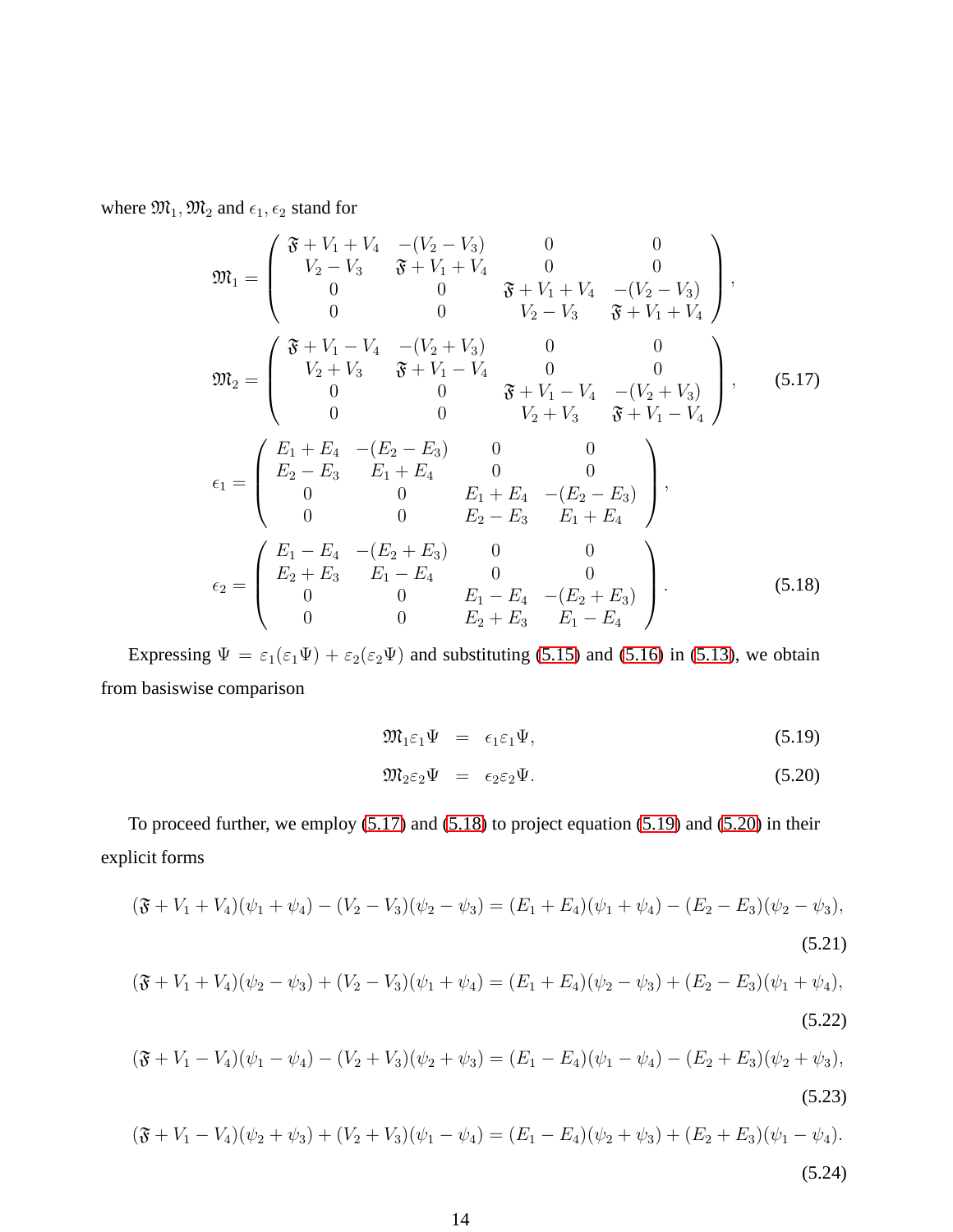where $\mathfrak{M}_1, \mathfrak{M}_2$ and $\epsilon_1, \epsilon_2$ stand for

$$
\mathfrak{M}_1 = \begin{pmatrix} \mathfrak{F}+V_1+V_4 & -(V_2-V_3) & 0 & 0 \\ V_2-V_3 & \mathfrak{F}+V_1+V_4 & 0 & 0 \\ 0 & 0 & \mathfrak{F}+V_1+V_4 & -(V_2-V_3) \\ 0 & 0 & V_2-V_3 & \mathfrak{F}+V_1+V_4 \end{pmatrix},
$$

$$
\mathfrak{M}_2 = \begin{pmatrix} \mathfrak{F}+V_1-V_4 & -(V_2+V_3) & 0 & 0 \\ V_2+V_3 & \mathfrak{F}+V_1-V_4 & 0 & 0 \\ 0 & 0 & \mathfrak{F}+V_1-V_4 & -(V_2+V_3) \\ 0 & 0 & V_2+V_3 & \mathfrak{F}+V_1-V_4 \end{pmatrix}, \tag{5.17}
$$

$$
\epsilon_1 = \begin{pmatrix} E_1+E_4 & -(E_2-E_3) & 0 & 0 \\ E_2-E_3 & E_1+E_4 & 0 & 0 \\ 0 & 0 & E_1+E_4 & -(E_2-E_3) \\ 0 & 0 & E_2-E_3 & E_1+E_4 \end{pmatrix},
$$

$$
\epsilon_2 = \begin{pmatrix} E_1-E_4 & -(E_2+E_3) & 0 & 0 \\ E_2+E_3 & E_1-E_4 & 0 & 0 \\ 0 & 0 & E_1-E_4 & -(E_2+E_3) \\ 0 & 0 & E_2+E_3 & E_1-E_4 \end{pmatrix}. \tag{5.18}
$$

Expressing $\Psi = \varepsilon_1(\varepsilon_1\Psi) + \varepsilon_2(\varepsilon_2\Psi)$ and substituting (5.15) and (5.16) in (5.13), we obtain from basiswise comparison

$$
\mathfrak{M}_1\varepsilon_1\Psi = \epsilon_1\varepsilon_1\Psi, \tag{5.19}
$$

$$
\mathfrak{M}_2\varepsilon_2\Psi = \epsilon_2\varepsilon_2\Psi. \tag{5.20}
$$

To proceed further, we employ (5.17) and (5.18) to project equation (5.19) and (5.20) in their explicit forms

$$
(\mathfrak{F}+V_1+V_4)(\psi_1+\psi_4) - (V_2-V_3)(\psi_2-\psi_3) = (E_1+E_4)(\psi_1+\psi_4) - (E_2-E_3)(\psi_2-\psi_3), \tag{5.21}
$$

$$
(\mathfrak{F}+V_1+V_4)(\psi_2-\psi_3) + (V_2-V_3)(\psi_1+\psi_4) = (E_1+E_4)(\psi_2-\psi_3) + (E_2-E_3)(\psi_1+\psi_4), \tag{5.22}
$$

$$
(\mathfrak{F}+V_1-V_4)(\psi_1-\psi_4) - (V_2+V_3)(\psi_2+\psi_3) = (E_1-E_4)(\psi_1-\psi_4) - (E_2+E_3)(\psi_2+\psi_3), \tag{5.23}
$$

$$
(\mathfrak{F}+V_1-V_4)(\psi_2+\psi_3) + (V_2+V_3)(\psi_1-\psi_4) = (E_1-E_4)(\psi_2+\psi_3) + (E_2+E_3)(\psi_1-\psi_4). \tag{5.24}
$$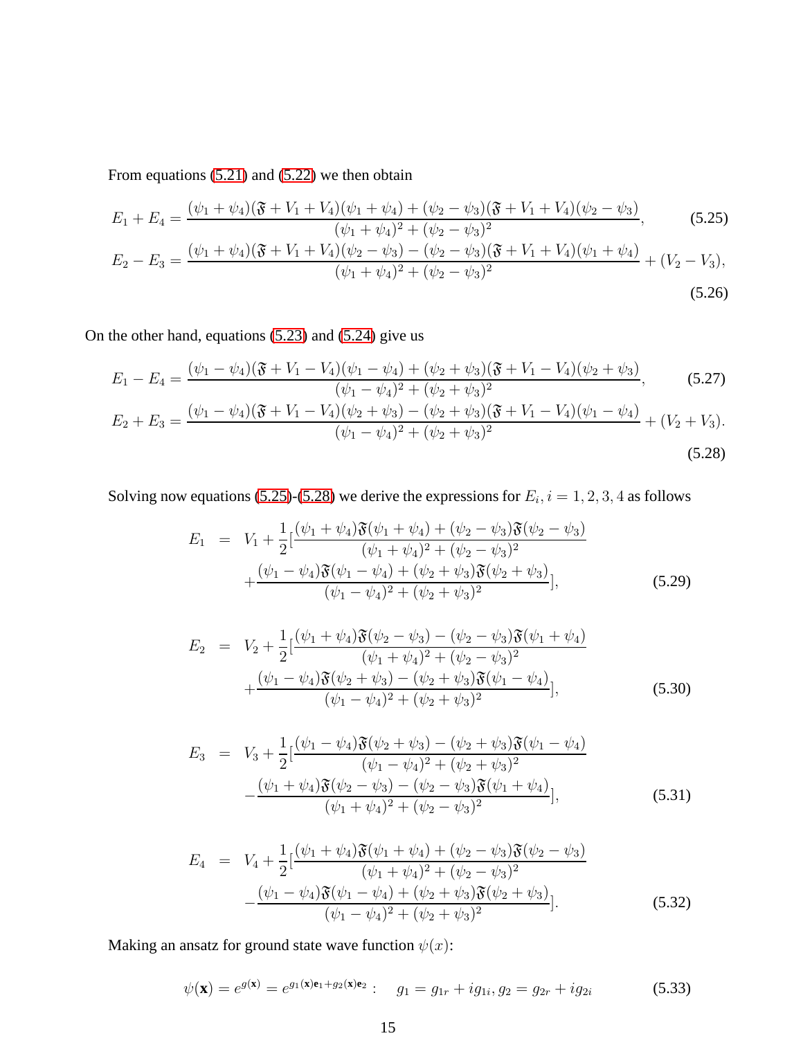From equations (5.21) and (5.22) we then obtain

$$E_1 + E_4 = \frac{(\psi_1+\psi_4)(\mathfrak{F}+V_1+V_4)(\psi_1+\psi_4) + (\psi_2-\psi_3)(\mathfrak{F}+V_1+V_4)(\psi_2-\psi_3)}{(\psi_1+\psi_4)^2+(\psi_2-\psi_3)^2}, \tag{5.25}$$

$$E_2 - E_3 = \frac{(\psi_1+\psi_4)(\mathfrak{F}+V_1+V_4)(\psi_2-\psi_3) - (\psi_2-\psi_3)(\mathfrak{F}+V_1+V_4)(\psi_1+\psi_4)}{(\psi_1+\psi_4)^2+(\psi_2-\psi_3)^2} + (V_2 - V_3), \tag{5.26}$$

On the other hand, equations (5.23) and (5.24) give us

$$E_1 - E_4 = \frac{(\psi_1-\psi_4)(\mathfrak{F}+V_1-V_4)(\psi_1-\psi_4) + (\psi_2+\psi_3)(\mathfrak{F}+V_1-V_4)(\psi_2+\psi_3)}{(\psi_1-\psi_4)^2+(\psi_2+\psi_3)^2}, \tag{5.27}$$

$$E_2 + E_3 = \frac{(\psi_1-\psi_4)(\mathfrak{F}+V_1-V_4)(\psi_2+\psi_3) - (\psi_2+\psi_3)(\mathfrak{F}+V_1-V_4)(\psi_1-\psi_4)}{(\psi_1-\psi_4)^2+(\psi_2+\psi_3)^2} + (V_2 + V_3). \tag{5.28}$$

Solving now equations (5.25)-(5.28) we derive the expressions for $E_i, i = 1, 2, 3, 4$ as follows

$$\begin{aligned} E_1 &= V_1 + \frac{1}{2}[\frac{(\psi_1+\psi_4)\mathfrak{F}(\psi_1+\psi_4) + (\psi_2-\psi_3)\mathfrak{F}(\psi_2-\psi_3)}{(\psi_1+\psi_4)^2+(\psi_2-\psi_3)^2} \\ &\quad + \frac{(\psi_1-\psi_4)\mathfrak{F}(\psi_1-\psi_4) + (\psi_2+\psi_3)\mathfrak{F}(\psi_2+\psi_3)}{(\psi_1-\psi_4)^2+(\psi_2+\psi_3)^2}], \end{aligned} \tag{5.29}$$

$$\begin{aligned} E_2 &= V_2 + \frac{1}{2}[\frac{(\psi_1+\psi_4)\mathfrak{F}(\psi_2-\psi_3) - (\psi_2-\psi_3)\mathfrak{F}(\psi_1+\psi_4)}{(\psi_1+\psi_4)^2+(\psi_2-\psi_3)^2} \\ &\quad + \frac{(\psi_1-\psi_4)\mathfrak{F}(\psi_2+\psi_3) - (\psi_2+\psi_3)\mathfrak{F}(\psi_1-\psi_4)}{(\psi_1-\psi_4)^2+(\psi_2+\psi_3)^2}], \end{aligned} \tag{5.30}$$

$$\begin{aligned} E_3 &= V_3 + \frac{1}{2}[\frac{(\psi_1-\psi_4)\mathfrak{F}(\psi_2+\psi_3) - (\psi_2+\psi_3)\mathfrak{F}(\psi_1-\psi_4)}{(\psi_1-\psi_4)^2+(\psi_2+\psi_3)^2} \\ &\quad - \frac{(\psi_1+\psi_4)\mathfrak{F}(\psi_2-\psi_3) - (\psi_2-\psi_3)\mathfrak{F}(\psi_1+\psi_4)}{(\psi_1+\psi_4)^2+(\psi_2-\psi_3)^2}], \end{aligned} \tag{5.31}$$

$$\begin{aligned} E_4 &= V_4 + \frac{1}{2}[\frac{(\psi_1+\psi_4)\mathfrak{F}(\psi_1+\psi_4) + (\psi_2-\psi_3)\mathfrak{F}(\psi_2-\psi_3)}{(\psi_1+\psi_4)^2+(\psi_2-\psi_3)^2} \\ &\quad - \frac{(\psi_1-\psi_4)\mathfrak{F}(\psi_1-\psi_4) + (\psi_2+\psi_3)\mathfrak{F}(\psi_2+\psi_3)}{(\psi_1-\psi_4)^2+(\psi_2+\psi_3)^2}]. \end{aligned} \tag{5.32}$$

Making an ansatz for ground state wave function $\psi(x)$:

$$\psi(\mathbf{x}) = e^{g(\mathbf{x})} = e^{g_1(\mathbf{x})\mathbf{e}_1 + g_2(\mathbf{x})\mathbf{e}_2} : \quad g_1 = g_{1r} + ig_{1i}, g_2 = g_{2r} + ig_{2i} \tag{5.33}$$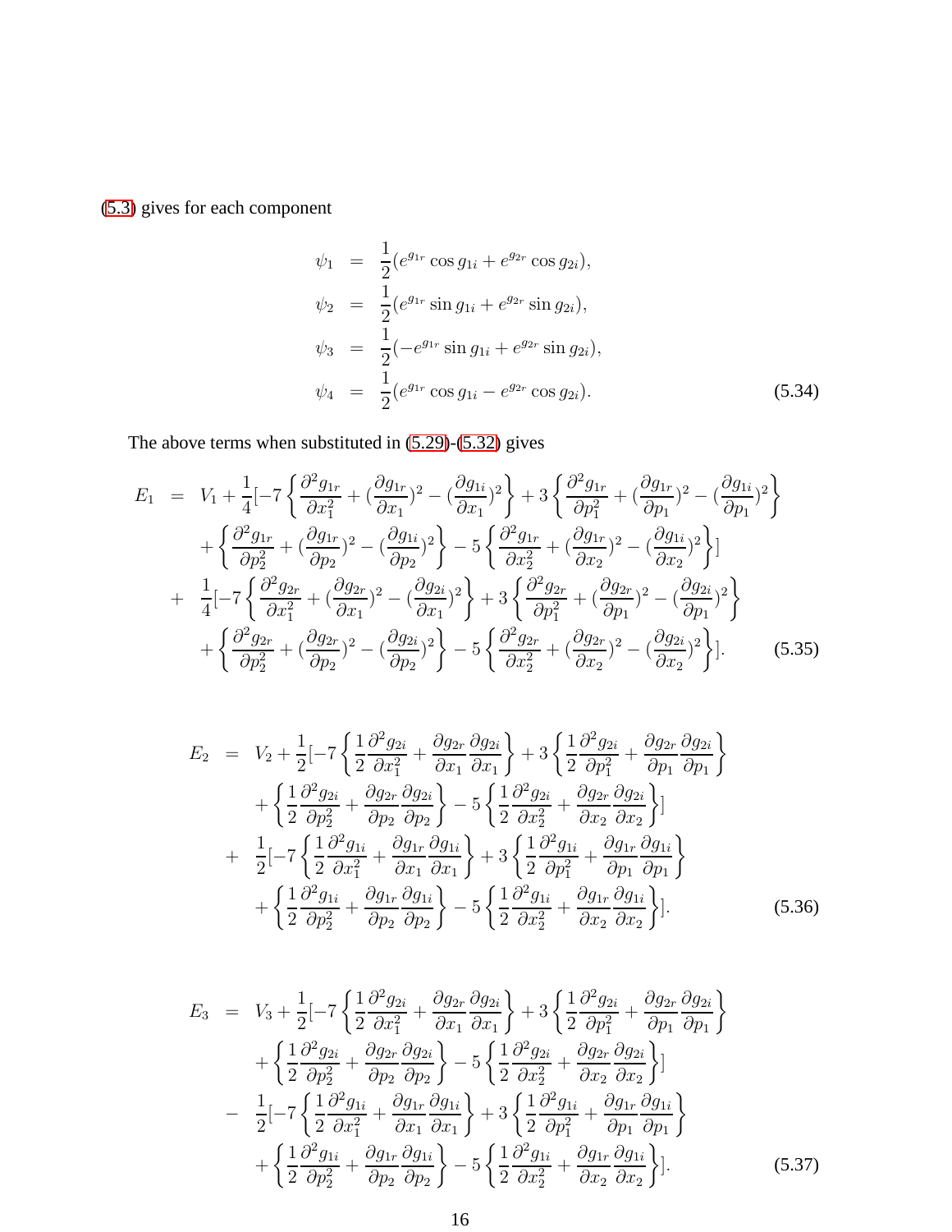(5.3) gives for each component

$$
\begin{aligned}
\psi_1 &= \frac{1}{2}(e^{g_{1r}}\cos g_{1i} + e^{g_{2r}}\cos g_{2i}),\\
\psi_2 &= \frac{1}{2}(e^{g_{1r}}\sin g_{1i} + e^{g_{2r}}\sin g_{2i}),\\
\psi_3 &= \frac{1}{2}(-e^{g_{1r}}\sin g_{1i} + e^{g_{2r}}\sin g_{2i}),\\
\psi_4 &= \frac{1}{2}(e^{g_{1r}}\cos g_{1i} - e^{g_{2r}}\cos g_{2i}).
\end{aligned} \tag{5.34}
$$

The above terms when substituted in (5.29)-(5.32) gives

$$
\begin{aligned}
E_1 &= V_1 + \frac{1}{4}[-7\left\{\frac{\partial^2 g_{1r}}{\partial x_1^2} + (\frac{\partial g_{1r}}{\partial x_1})^2 - (\frac{\partial g_{1i}}{\partial x_1})^2\right\} + 3\left\{\frac{\partial^2 g_{1r}}{\partial p_1^2} + (\frac{\partial g_{1r}}{\partial p_1})^2 - (\frac{\partial g_{1i}}{\partial p_1})^2\right\}\\
&\quad + \left\{\frac{\partial^2 g_{1r}}{\partial p_2^2} + (\frac{\partial g_{1r}}{\partial p_2})^2 - (\frac{\partial g_{1i}}{\partial p_2})^2\right\} - 5\left\{\frac{\partial^2 g_{1r}}{\partial x_2^2} + (\frac{\partial g_{1r}}{\partial x_2})^2 - (\frac{\partial g_{1i}}{\partial x_2})^2\right\}]\\
&+ \frac{1}{4}[-7\left\{\frac{\partial^2 g_{2r}}{\partial x_1^2} + (\frac{\partial g_{2r}}{\partial x_1})^2 - (\frac{\partial g_{2i}}{\partial x_1})^2\right\} + 3\left\{\frac{\partial^2 g_{2r}}{\partial p_1^2} + (\frac{\partial g_{2r}}{\partial p_1})^2 - (\frac{\partial g_{2i}}{\partial p_1})^2\right\}\\
&\quad + \left\{\frac{\partial^2 g_{2r}}{\partial p_2^2} + (\frac{\partial g_{2r}}{\partial p_2})^2 - (\frac{\partial g_{2i}}{\partial p_2})^2\right\} - 5\left\{\frac{\partial^2 g_{2r}}{\partial x_2^2} + (\frac{\partial g_{2r}}{\partial x_2})^2 - (\frac{\partial g_{2i}}{\partial x_2})^2\right\}].
\end{aligned} \tag{5.35}
$$

$$
\begin{aligned}
E_2 &= V_2 + \frac{1}{2}[-7\left\{\frac{1}{2}\frac{\partial^2 g_{2i}}{\partial x_1^2} + \frac{\partial g_{2r}}{\partial x_1}\frac{\partial g_{2i}}{\partial x_1}\right\} + 3\left\{\frac{1}{2}\frac{\partial^2 g_{2i}}{\partial p_1^2} + \frac{\partial g_{2r}}{\partial p_1}\frac{\partial g_{2i}}{\partial p_1}\right\}\\
&\quad + \left\{\frac{1}{2}\frac{\partial^2 g_{2i}}{\partial p_2^2} + \frac{\partial g_{2r}}{\partial p_2}\frac{\partial g_{2i}}{\partial p_2}\right\} - 5\left\{\frac{1}{2}\frac{\partial^2 g_{2i}}{\partial x_2^2} + \frac{\partial g_{2r}}{\partial x_2}\frac{\partial g_{2i}}{\partial x_2}\right\}]\\
&+ \frac{1}{2}[-7\left\{\frac{1}{2}\frac{\partial^2 g_{1i}}{\partial x_1^2} + \frac{\partial g_{1r}}{\partial x_1}\frac{\partial g_{1i}}{\partial x_1}\right\} + 3\left\{\frac{1}{2}\frac{\partial^2 g_{1i}}{\partial p_1^2} + \frac{\partial g_{1r}}{\partial p_1}\frac{\partial g_{1i}}{\partial p_1}\right\}\\
&\quad + \left\{\frac{1}{2}\frac{\partial^2 g_{1i}}{\partial p_2^2} + \frac{\partial g_{1r}}{\partial p_2}\frac{\partial g_{1i}}{\partial p_2}\right\} - 5\left\{\frac{1}{2}\frac{\partial^2 g_{1i}}{\partial x_2^2} + \frac{\partial g_{1r}}{\partial x_2}\frac{\partial g_{1i}}{\partial x_2}\right\}].
\end{aligned} \tag{5.36}
$$

$$
\begin{aligned}
E_3 &= V_3 + \frac{1}{2}[-7\left\{\frac{1}{2}\frac{\partial^2 g_{2i}}{\partial x_1^2} + \frac{\partial g_{2r}}{\partial x_1}\frac{\partial g_{2i}}{\partial x_1}\right\} + 3\left\{\frac{1}{2}\frac{\partial^2 g_{2i}}{\partial p_1^2} + \frac{\partial g_{2r}}{\partial p_1}\frac{\partial g_{2i}}{\partial p_1}\right\}\\
&\quad + \left\{\frac{1}{2}\frac{\partial^2 g_{2i}}{\partial p_2^2} + \frac{\partial g_{2r}}{\partial p_2}\frac{\partial g_{2i}}{\partial p_2}\right\} - 5\left\{\frac{1}{2}\frac{\partial^2 g_{2i}}{\partial x_2^2} + \frac{\partial g_{2r}}{\partial x_2}\frac{\partial g_{2i}}{\partial x_2}\right\}]\\
&- \frac{1}{2}[-7\left\{\frac{1}{2}\frac{\partial^2 g_{1i}}{\partial x_1^2} + \frac{\partial g_{1r}}{\partial x_1}\frac{\partial g_{1i}}{\partial x_1}\right\} + 3\left\{\frac{1}{2}\frac{\partial^2 g_{1i}}{\partial p_1^2} + \frac{\partial g_{1r}}{\partial p_1}\frac{\partial g_{1i}}{\partial p_1}\right\}\\
&\quad + \left\{\frac{1}{2}\frac{\partial^2 g_{1i}}{\partial p_2^2} + \frac{\partial g_{1r}}{\partial p_2}\frac{\partial g_{1i}}{\partial p_2}\right\} - 5\left\{\frac{1}{2}\frac{\partial^2 g_{1i}}{\partial x_2^2} + \frac{\partial g_{1r}}{\partial x_2}\frac{\partial g_{1i}}{\partial x_2}\right\}].
\end{aligned} \tag{5.37}
$$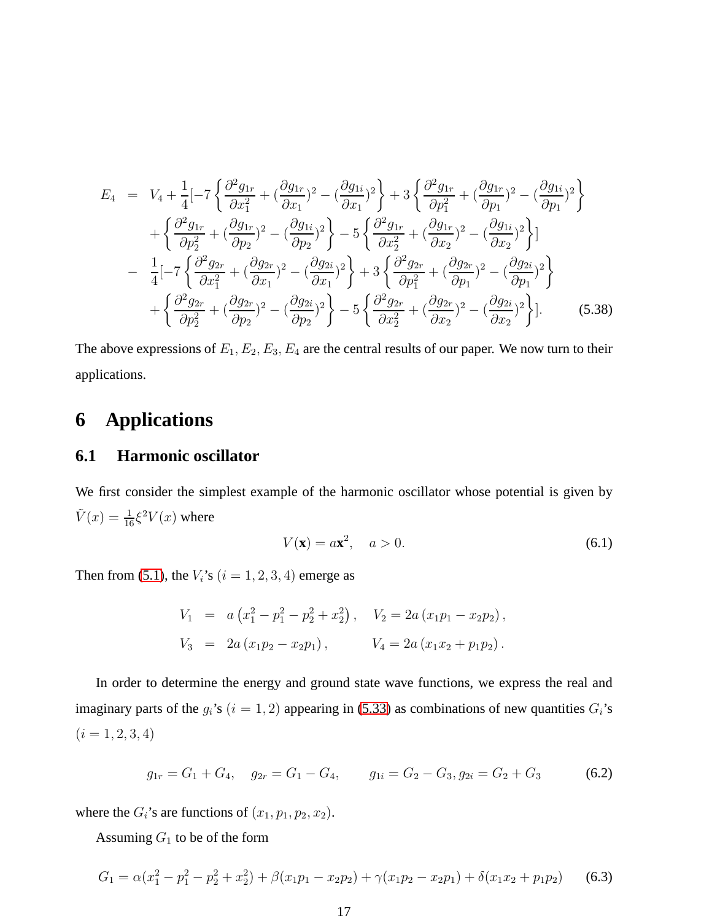$$
\begin{aligned}
E_4 &= V_4 + \frac{1}{4}[-7\left\{\frac{\partial^2 g_{1r}}{\partial x_1^2} + (\frac{\partial g_{1r}}{\partial x_1})^2 - (\frac{\partial g_{1i}}{\partial x_1})^2\right\} + 3\left\{\frac{\partial^2 g_{1r}}{\partial p_1^2} + (\frac{\partial g_{1r}}{\partial p_1})^2 - (\frac{\partial g_{1i}}{\partial p_1})^2\right\} \\
&\quad + \left\{\frac{\partial^2 g_{1r}}{\partial p_2^2} + (\frac{\partial g_{1r}}{\partial p_2})^2 - (\frac{\partial g_{1i}}{\partial p_2})^2\right\} - 5\left\{\frac{\partial^2 g_{1r}}{\partial x_2^2} + (\frac{\partial g_{1r}}{\partial x_2})^2 - (\frac{\partial g_{1i}}{\partial x_2})^2\right\}] \\
&- \frac{1}{4}[-7\left\{\frac{\partial^2 g_{2r}}{\partial x_1^2} + (\frac{\partial g_{2r}}{\partial x_1})^2 - (\frac{\partial g_{2i}}{\partial x_1})^2\right\} + 3\left\{\frac{\partial^2 g_{2r}}{\partial p_1^2} + (\frac{\partial g_{2r}}{\partial p_1})^2 - (\frac{\partial g_{2i}}{\partial p_1})^2\right\} \\
&\quad + \left\{\frac{\partial^2 g_{2r}}{\partial p_2^2} + (\frac{\partial g_{2r}}{\partial p_2})^2 - (\frac{\partial g_{2i}}{\partial p_2})^2\right\} - 5\left\{\frac{\partial^2 g_{2r}}{\partial x_2^2} + (\frac{\partial g_{2r}}{\partial x_2})^2 - (\frac{\partial g_{2i}}{\partial x_2})^2\right\}]. \qquad (5.38)
\end{aligned}
$$

The above expressions of $E_1, E_2, E_3, E_4$ are the central results of our paper. We now turn to their applications.

# 6 Applications

## 6.1 Harmonic oscillator

We first consider the simplest example of the harmonic oscillator whose potential is given by $\tilde{V}(x) = \frac{1}{16}\xi^2 V(x)$ where

$$
V(\mathbf{x}) = a\mathbf{x}^2, \quad a > 0. \qquad (6.1)
$$

Then from (5.1), the $V_i$'s $(i = 1, 2, 3, 4)$ emerge as

$$
\begin{aligned}
V_1 &= a\left(x_1^2 - p_1^2 - p_2^2 + x_2^2\right), \quad V_2 = 2a\left(x_1 p_1 - x_2 p_2\right), \\
V_3 &= 2a\left(x_1 p_2 - x_2 p_1\right), \qquad\quad V_4 = 2a\left(x_1 x_2 + p_1 p_2\right).
\end{aligned}
$$

In order to determine the energy and ground state wave functions, we express the real and imaginary parts of the $g_i$'s $(i = 1, 2)$ appearing in (5.33) as combinations of new quantities $G_i$'s $(i = 1, 2, 3, 4)$

$$
g_{1r} = G_1 + G_4, \quad g_{2r} = G_1 - G_4, \qquad g_{1i} = G_2 - G_3, g_{2i} = G_2 + G_3 \qquad (6.2)
$$

where the $G_i$'s are functions of $(x_1, p_1, p_2, x_2)$.

Assuming $G_1$ to be of the form

$$
G_1 = \alpha(x_1^2 - p_1^2 - p_2^2 + x_2^2) + \beta(x_1 p_1 - x_2 p_2) + \gamma(x_1 p_2 - x_2 p_1) + \delta(x_1 x_2 + p_1 p_2) \qquad (6.3)
$$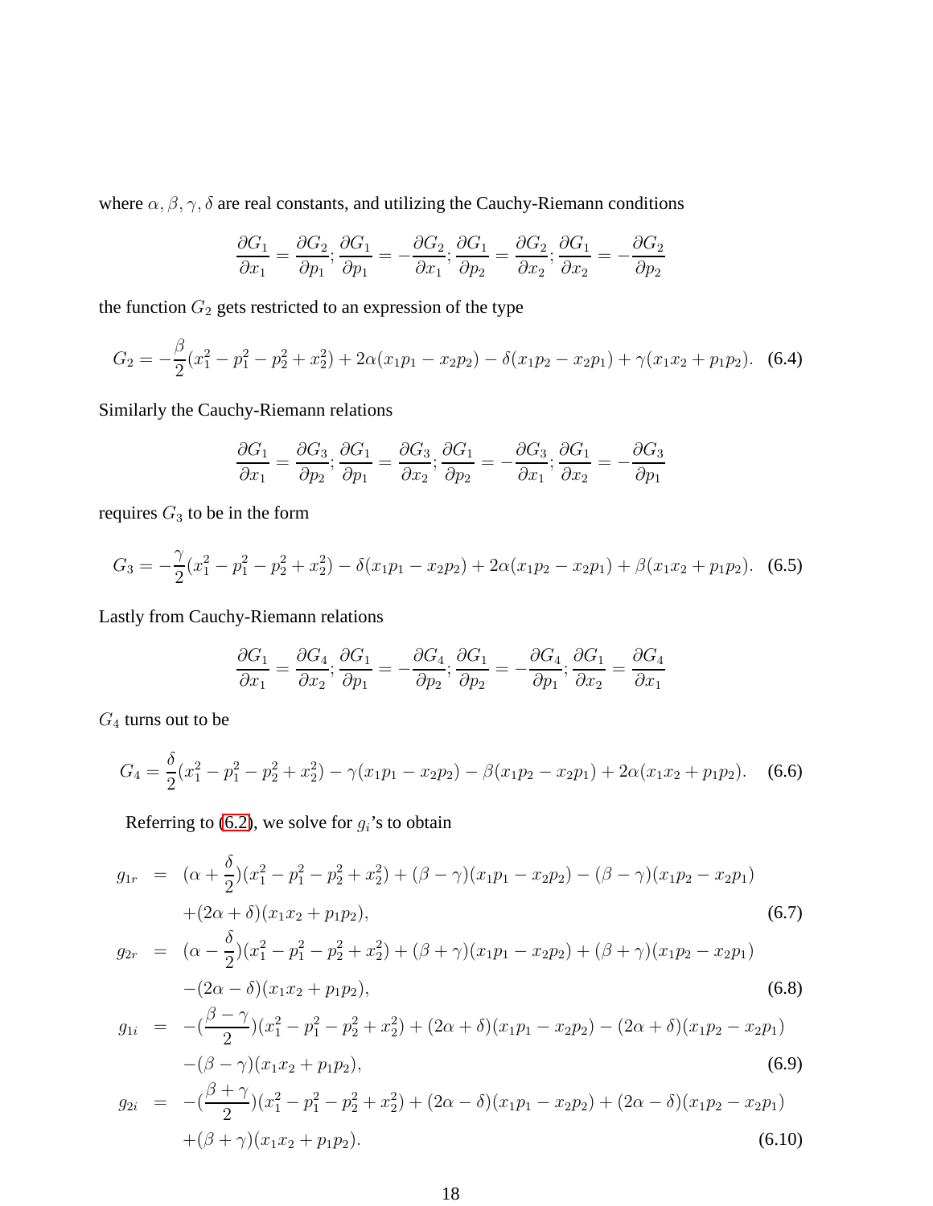where $\alpha, \beta, \gamma, \delta$ are real constants, and utilizing the Cauchy-Riemann conditions

$$\frac{\partial G_1}{\partial x_1} = \frac{\partial G_2}{\partial p_1}; \frac{\partial G_1}{\partial p_1} = -\frac{\partial G_2}{\partial x_1}; \frac{\partial G_1}{\partial p_2} = \frac{\partial G_2}{\partial x_2}; \frac{\partial G_1}{\partial x_2} = -\frac{\partial G_2}{\partial p_2}$$

the function $G_2$ gets restricted to an expression of the type

$$G_2 = -\frac{\beta}{2}(x_1^2 - p_1^2 - p_2^2 + x_2^2) + 2\alpha(x_1 p_1 - x_2 p_2) - \delta(x_1 p_2 - x_2 p_1) + \gamma(x_1 x_2 + p_1 p_2). \quad (6.4)$$

Similarly the Cauchy-Riemann relations

$$\frac{\partial G_1}{\partial x_1} = \frac{\partial G_3}{\partial p_2}; \frac{\partial G_1}{\partial p_1} = \frac{\partial G_3}{\partial x_2}; \frac{\partial G_1}{\partial p_2} = -\frac{\partial G_3}{\partial x_1}; \frac{\partial G_1}{\partial x_2} = -\frac{\partial G_3}{\partial p_1}$$

requires $G_3$ to be in the form

$$G_3 = -\frac{\gamma}{2}(x_1^2 - p_1^2 - p_2^2 + x_2^2) - \delta(x_1 p_1 - x_2 p_2) + 2\alpha(x_1 p_2 - x_2 p_1) + \beta(x_1 x_2 + p_1 p_2). \quad (6.5)$$

Lastly from Cauchy-Riemann relations

$$\frac{\partial G_1}{\partial x_1} = \frac{\partial G_4}{\partial x_2}; \frac{\partial G_1}{\partial p_1} = -\frac{\partial G_4}{\partial p_2}; \frac{\partial G_1}{\partial p_2} = -\frac{\partial G_4}{\partial p_1}; \frac{\partial G_1}{\partial x_2} = \frac{\partial G_4}{\partial x_1}$$

$G_4$ turns out to be

$$G_4 = \frac{\delta}{2}(x_1^2 - p_1^2 - p_2^2 + x_2^2) - \gamma(x_1 p_1 - x_2 p_2) - \beta(x_1 p_2 - x_2 p_1) + 2\alpha(x_1 x_2 + p_1 p_2). \quad (6.6)$$

Referring to (6.2), we solve for $g_i$'s to obtain

$$\begin{aligned}
g_{1r} &= (\alpha + \frac{\delta}{2})(x_1^2 - p_1^2 - p_2^2 + x_2^2) + (\beta - \gamma)(x_1 p_1 - x_2 p_2) - (\beta - \gamma)(x_1 p_2 - x_2 p_1) \\
&\quad + (2\alpha + \delta)(x_1 x_2 + p_1 p_2), && (6.7) \\
g_{2r} &= (\alpha - \frac{\delta}{2})(x_1^2 - p_1^2 - p_2^2 + x_2^2) + (\beta + \gamma)(x_1 p_1 - x_2 p_2) + (\beta + \gamma)(x_1 p_2 - x_2 p_1) \\
&\quad - (2\alpha - \delta)(x_1 x_2 + p_1 p_2), && (6.8) \\
g_{1i} &= -(\frac{\beta - \gamma}{2})(x_1^2 - p_1^2 - p_2^2 + x_2^2) + (2\alpha + \delta)(x_1 p_1 - x_2 p_2) - (2\alpha + \delta)(x_1 p_2 - x_2 p_1) \\
&\quad - (\beta - \gamma)(x_1 x_2 + p_1 p_2), && (6.9) \\
g_{2i} &= -(\frac{\beta + \gamma}{2})(x_1^2 - p_1^2 - p_2^2 + x_2^2) + (2\alpha - \delta)(x_1 p_1 - x_2 p_2) + (2\alpha - \delta)(x_1 p_2 - x_2 p_1) \\
&\quad + (\beta + \gamma)(x_1 x_2 + p_1 p_2). && (6.10)
\end{aligned}$$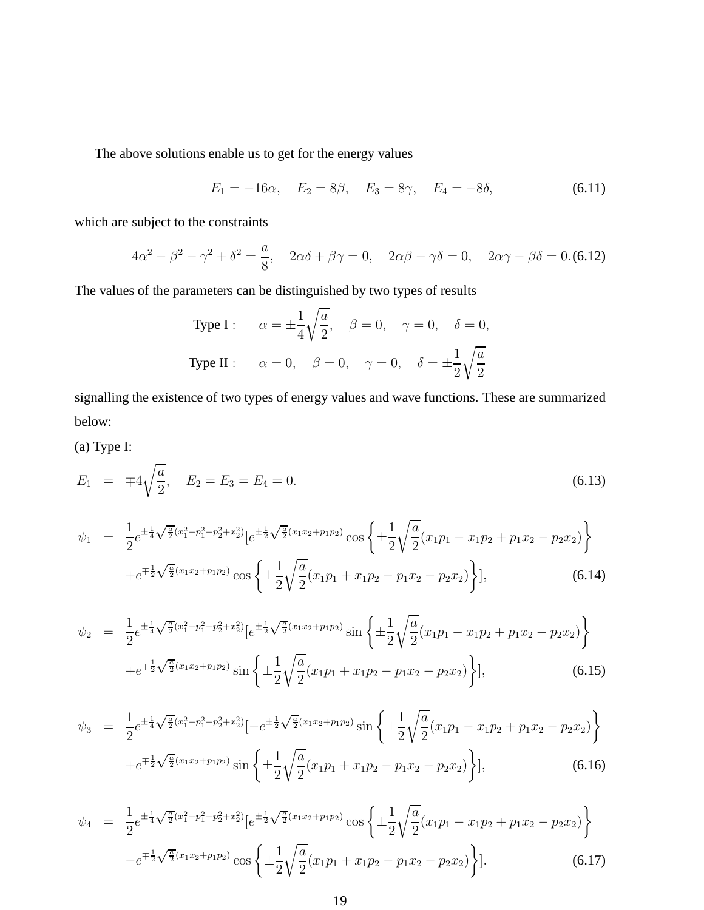The above solutions enable us to get for the energy values

$$E_1 = -16\alpha, \quad E_2 = 8\beta, \quad E_3 = 8\gamma, \quad E_4 = -8\delta, \tag{6.11}$$

which are subject to the constraints

$$4\alpha^2 - \beta^2 - \gamma^2 + \delta^2 = \frac{a}{8}, \quad 2\alpha\delta + \beta\gamma = 0, \quad 2\alpha\beta - \gamma\delta = 0, \quad 2\alpha\gamma - \beta\delta = 0. \tag{6.12}$$

The values of the parameters can be distinguished by two types of results

$$\text{Type I}: \qquad \alpha = \pm\frac{1}{4}\sqrt{\frac{a}{2}}, \quad \beta = 0, \quad \gamma = 0, \quad \delta = 0,$$
$$\text{Type II}: \qquad \alpha = 0, \quad \beta = 0, \quad \gamma = 0, \quad \delta = \pm\frac{1}{2}\sqrt{\frac{a}{2}}$$

signalling the existence of two types of energy values and wave functions. These are summarized below:

(a) Type I:

$$E_1 = \mp 4\sqrt{\frac{a}{2}}, \quad E_2 = E_3 = E_4 = 0. \tag{6.13}$$

$$\begin{aligned}
\psi_1 = & \frac{1}{2}e^{\pm\frac{1}{4}\sqrt{\frac{a}{2}}(x_1^2 - p_1^2 - p_2^2 + x_2^2)}[e^{\pm\frac{1}{2}\sqrt{\frac{a}{2}}(x_1x_2 + p_1p_2)}\cos\left\{\pm\frac{1}{2}\sqrt{\frac{a}{2}}(x_1p_1 - x_1p_2 + p_1x_2 - p_2x_2)\right\} \\
& + e^{\mp\frac{1}{2}\sqrt{\frac{a}{2}}(x_1x_2 + p_1p_2)}\cos\left\{\pm\frac{1}{2}\sqrt{\frac{a}{2}}(x_1p_1 + x_1p_2 - p_1x_2 - p_2x_2)\right\}],
\end{aligned} \tag{6.14}$$

$$\begin{aligned}
\psi_2 = & \frac{1}{2}e^{\pm\frac{1}{4}\sqrt{\frac{a}{2}}(x_1^2 - p_1^2 - p_2^2 + x_2^2)}[e^{\pm\frac{1}{2}\sqrt{\frac{a}{2}}(x_1x_2 + p_1p_2)}\sin\left\{\pm\frac{1}{2}\sqrt{\frac{a}{2}}(x_1p_1 - x_1p_2 + p_1x_2 - p_2x_2)\right\} \\
& + e^{\mp\frac{1}{2}\sqrt{\frac{a}{2}}(x_1x_2 + p_1p_2)}\sin\left\{\pm\frac{1}{2}\sqrt{\frac{a}{2}}(x_1p_1 + x_1p_2 - p_1x_2 - p_2x_2)\right\}],
\end{aligned} \tag{6.15}$$

$$\begin{aligned}
\psi_3 = & \frac{1}{2}e^{\pm\frac{1}{4}\sqrt{\frac{a}{2}}(x_1^2 - p_1^2 - p_2^2 + x_2^2)}[-e^{\pm\frac{1}{2}\sqrt{\frac{a}{2}}(x_1x_2 + p_1p_2)}\sin\left\{\pm\frac{1}{2}\sqrt{\frac{a}{2}}(x_1p_1 - x_1p_2 + p_1x_2 - p_2x_2)\right\} \\
& + e^{\mp\frac{1}{2}\sqrt{\frac{a}{2}}(x_1x_2 + p_1p_2)}\sin\left\{\pm\frac{1}{2}\sqrt{\frac{a}{2}}(x_1p_1 + x_1p_2 - p_1x_2 - p_2x_2)\right\}],
\end{aligned} \tag{6.16}$$

$$\begin{aligned}
\psi_4 = & \frac{1}{2}e^{\pm\frac{1}{4}\sqrt{\frac{a}{2}}(x_1^2 - p_1^2 - p_2^2 + x_2^2)}[e^{\pm\frac{1}{2}\sqrt{\frac{a}{2}}(x_1x_2 + p_1p_2)}\cos\left\{\pm\frac{1}{2}\sqrt{\frac{a}{2}}(x_1p_1 - x_1p_2 + p_1x_2 - p_2x_2)\right\} \\
& - e^{\mp\frac{1}{2}\sqrt{\frac{a}{2}}(x_1x_2 + p_1p_2)}\cos\left\{\pm\frac{1}{2}\sqrt{\frac{a}{2}}(x_1p_1 + x_1p_2 - p_1x_2 - p_2x_2)\right\}].
\end{aligned} \tag{6.17}$$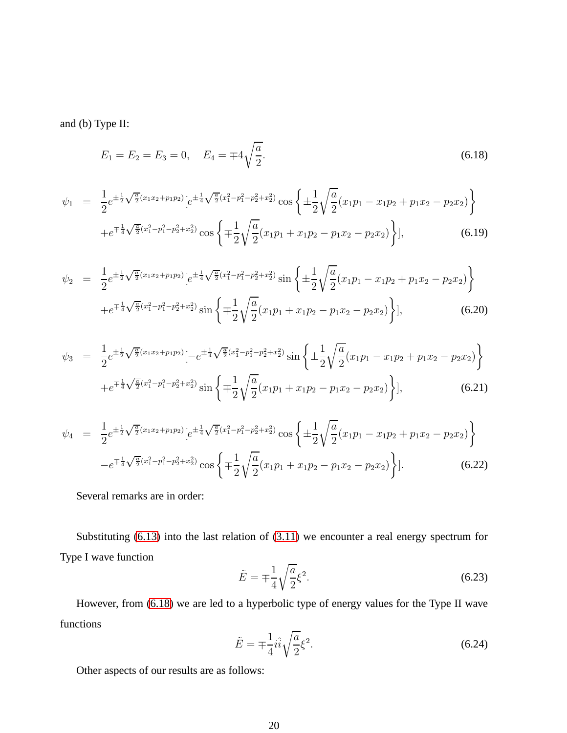and (b) Type II:

$$E_1 = E_2 = E_3 = 0, \quad E_4 = \mp 4\sqrt{\frac{a}{2}}. \tag{6.18}$$

$$\begin{aligned}
\psi_1 &= \frac{1}{2}e^{\pm\frac{1}{2}\sqrt{\frac{a}{2}}(x_1x_2+p_1p_2)}[e^{\pm\frac{1}{4}\sqrt{\frac{a}{2}}(x_1^2-p_1^2-p_2^2+x_2^2)}\cos\left\{\pm\frac{1}{2}\sqrt{\frac{a}{2}}(x_1p_1-x_1p_2+p_1x_2-p_2x_2)\right\} \\
&\quad + e^{\mp\frac{1}{4}\sqrt{\frac{a}{2}}(x_1^2-p_1^2-p_2^2+x_2^2)}\cos\left\{\mp\frac{1}{2}\sqrt{\frac{a}{2}}(x_1p_1+x_1p_2-p_1x_2-p_2x_2)\right\}],
\end{aligned} \tag{6.19}$$

$$\begin{aligned}
\psi_2 &= \frac{1}{2}e^{\pm\frac{1}{2}\sqrt{\frac{a}{2}}(x_1x_2+p_1p_2)}[e^{\pm\frac{1}{4}\sqrt{\frac{a}{2}}(x_1^2-p_1^2-p_2^2+x_2^2)}\sin\left\{\pm\frac{1}{2}\sqrt{\frac{a}{2}}(x_1p_1-x_1p_2+p_1x_2-p_2x_2)\right\} \\
&\quad + e^{\mp\frac{1}{4}\sqrt{\frac{a}{2}}(x_1^2-p_1^2-p_2^2+x_2^2)}\sin\left\{\mp\frac{1}{2}\sqrt{\frac{a}{2}}(x_1p_1+x_1p_2-p_1x_2-p_2x_2)\right\}],
\end{aligned} \tag{6.20}$$

$$\begin{aligned}
\psi_3 &= \frac{1}{2}e^{\pm\frac{1}{2}\sqrt{\frac{a}{2}}(x_1x_2+p_1p_2)}[-e^{\pm\frac{1}{4}\sqrt{\frac{a}{2}}(x_1^2-p_1^2-p_2^2+x_2^2)}\sin\left\{\pm\frac{1}{2}\sqrt{\frac{a}{2}}(x_1p_1-x_1p_2+p_1x_2-p_2x_2)\right\} \\
&\quad + e^{\mp\frac{1}{4}\sqrt{\frac{a}{2}}(x_1^2-p_1^2-p_2^2+x_2^2)}\sin\left\{\mp\frac{1}{2}\sqrt{\frac{a}{2}}(x_1p_1+x_1p_2-p_1x_2-p_2x_2)\right\}],
\end{aligned} \tag{6.21}$$

$$\begin{aligned}
\psi_4 &= \frac{1}{2}e^{\pm\frac{1}{2}\sqrt{\frac{a}{2}}(x_1x_2+p_1p_2)}[e^{\pm\frac{1}{4}\sqrt{\frac{a}{2}}(x_1^2-p_1^2-p_2^2+x_2^2)}\cos\left\{\pm\frac{1}{2}\sqrt{\frac{a}{2}}(x_1p_1-x_1p_2+p_1x_2-p_2x_2)\right\} \\
&\quad - e^{\mp\frac{1}{4}\sqrt{\frac{a}{2}}(x_1^2-p_1^2-p_2^2+x_2^2)}\cos\left\{\mp\frac{1}{2}\sqrt{\frac{a}{2}}(x_1p_1+x_1p_2-p_1x_2-p_2x_2)\right\}].
\end{aligned} \tag{6.22}$$

Several remarks are in order:

Substituting (6.13) into the last relation of (3.11) we encounter a real energy spectrum for Type I wave function

$$\tilde{E} = \mp\frac{1}{4}\sqrt{\frac{a}{2}}\xi^2. \tag{6.23}$$

However, from (6.18) we are led to a hyperbolic type of energy values for the Type II wave functions

$$\tilde{E} = \mp\frac{1}{4}i\hat{i}\sqrt{\frac{a}{2}}\xi^2. \tag{6.24}$$

Other aspects of our results are as follows: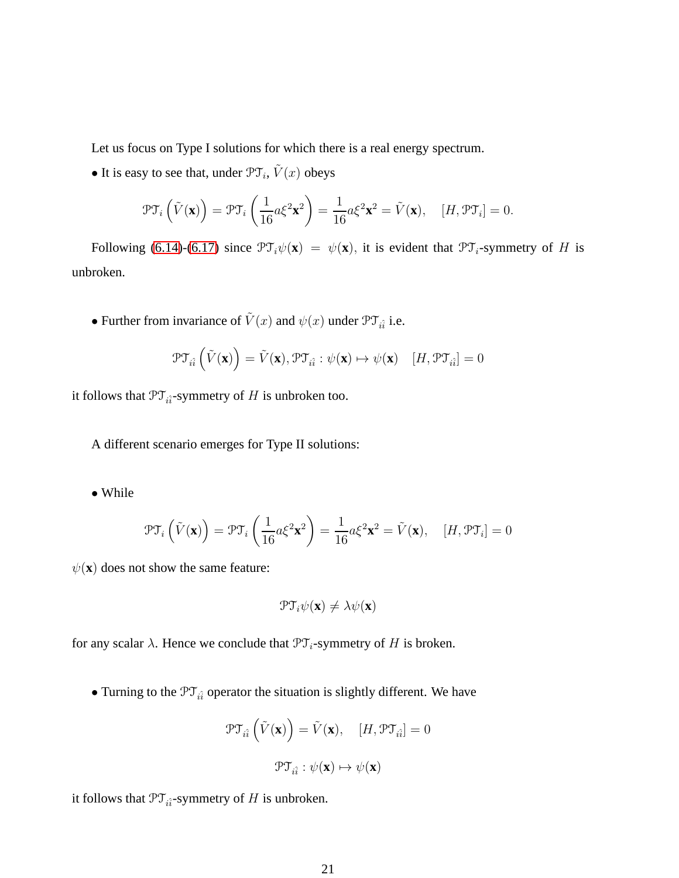Let us focus on Type I solutions for which there is a real energy spectrum.

• It is easy to see that, under $\mathcal{PT}_i$, $\tilde{V}(x)$ obeys

$$\mathcal{PT}_i\left(\tilde{V}(\mathbf{x})\right) = \mathcal{PT}_i\left(\frac{1}{16}a\xi^2\mathbf{x}^2\right) = \frac{1}{16}a\xi^2\mathbf{x}^2 = \tilde{V}(\mathbf{x}), \quad [H, \mathcal{PT}_i] = 0.$$

Following (6.14)-(6.17) since $\mathcal{PT}_i\psi(\mathbf{x}) = \psi(\mathbf{x})$, it is evident that $\mathcal{PT}_i$-symmetry of $H$ is unbroken.

• Further from invariance of $\tilde{V}(x)$ and $\psi(x)$ under $\mathcal{PT}_{i\hat{i}}$ i.e.

$$\mathcal{PT}_{i\hat{i}}\left(\tilde{V}(\mathbf{x})\right) = \tilde{V}(\mathbf{x}), \mathcal{PT}_{i\hat{i}} : \psi(\mathbf{x}) \mapsto \psi(\mathbf{x}) \quad [H, \mathcal{PT}_{i\hat{i}}] = 0$$

it follows that $\mathcal{PT}_{i\hat{i}}$-symmetry of $H$ is unbroken too.

A different scenario emerges for Type II solutions:

• While

$$\mathcal{PT}_i\left(\tilde{V}(\mathbf{x})\right) = \mathcal{PT}_i\left(\frac{1}{16}a\xi^2\mathbf{x}^2\right) = \frac{1}{16}a\xi^2\mathbf{x}^2 = \tilde{V}(\mathbf{x}), \quad [H, \mathcal{PT}_i] = 0$$

$\psi(\mathbf{x})$ does not show the same feature:

$$\mathcal{PT}_i\psi(\mathbf{x}) \neq \lambda\psi(\mathbf{x})$$

for any scalar $\lambda$. Hence we conclude that $\mathcal{PT}_i$-symmetry of $H$ is broken.

• Turning to the $\mathcal{PT}_{i\hat{i}}$ operator the situation is slightly different. We have

$$\mathcal{PT}_{i\hat{i}}\left(\tilde{V}(\mathbf{x})\right) = \tilde{V}(\mathbf{x}), \quad [H, \mathcal{PT}_{i\hat{i}}] = 0$$

$$\mathcal{PT}_{i\hat{i}} : \psi(\mathbf{x}) \mapsto \psi(\mathbf{x})$$

it follows that $\mathcal{PT}_{i\hat{i}}$-symmetry of $H$ is unbroken.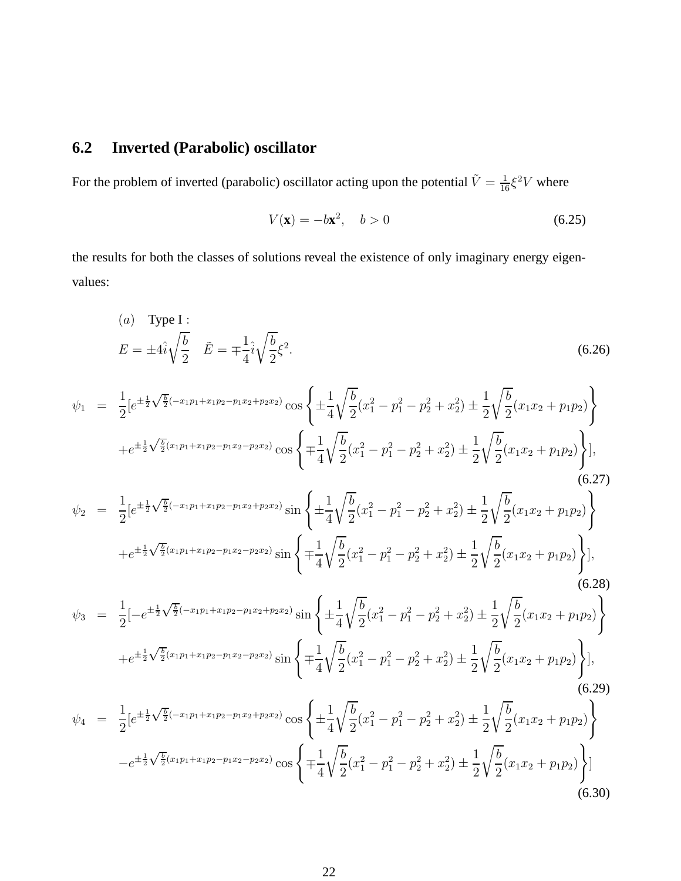## 6.2 Inverted (Parabolic) oscillator

For the problem of inverted (parabolic) oscillator acting upon the potential $\tilde{V} = \frac{1}{16}\xi^2 V$ where

$$V(\mathbf{x}) = -b\mathbf{x}^2, \quad b > 0 \tag{6.25}$$

the results for both the classes of solutions reveal the existence of only imaginary energy eigenvalues:

$$(a) \quad \text{Type I}:$$
$$E = \pm 4\hat{i}\sqrt{\frac{b}{2}} \quad \tilde{E} = \mp\frac{1}{4}\hat{i}\sqrt{\frac{b}{2}}\xi^2. \tag{6.26}$$

$$\begin{aligned}
\psi_1 &= \frac{1}{2}[e^{\pm\frac{1}{2}\sqrt{\frac{b}{2}}(-x_1p_1+x_1p_2-p_1x_2+p_2x_2)}\cos\left\{\pm\frac{1}{4}\sqrt{\frac{b}{2}}(x_1^2-p_1^2-p_2^2+x_2^2)\pm\frac{1}{2}\sqrt{\frac{b}{2}}(x_1x_2+p_1p_2)\right\} \\
&\quad + e^{\pm\frac{1}{2}\sqrt{\frac{b}{2}}(x_1p_1+x_1p_2-p_1x_2-p_2x_2)}\cos\left\{\mp\frac{1}{4}\sqrt{\frac{b}{2}}(x_1^2-p_1^2-p_2^2+x_2^2)\pm\frac{1}{2}\sqrt{\frac{b}{2}}(x_1x_2+p_1p_2)\right\}],
\end{aligned} \tag{6.27}$$

$$\begin{aligned}
\psi_2 &= \frac{1}{2}[e^{\pm\frac{1}{2}\sqrt{\frac{b}{2}}(-x_1p_1+x_1p_2-p_1x_2+p_2x_2)}\sin\left\{\pm\frac{1}{4}\sqrt{\frac{b}{2}}(x_1^2-p_1^2-p_2^2+x_2^2)\pm\frac{1}{2}\sqrt{\frac{b}{2}}(x_1x_2+p_1p_2)\right\} \\
&\quad + e^{\pm\frac{1}{2}\sqrt{\frac{b}{2}}(x_1p_1+x_1p_2-p_1x_2-p_2x_2)}\sin\left\{\mp\frac{1}{4}\sqrt{\frac{b}{2}}(x_1^2-p_1^2-p_2^2+x_2^2)\pm\frac{1}{2}\sqrt{\frac{b}{2}}(x_1x_2+p_1p_2)\right\}],
\end{aligned} \tag{6.28}$$

$$\begin{aligned}
\psi_3 &= \frac{1}{2}[-e^{\pm\frac{1}{2}\sqrt{\frac{b}{2}}(-x_1p_1+x_1p_2-p_1x_2+p_2x_2)}\sin\left\{\pm\frac{1}{4}\sqrt{\frac{b}{2}}(x_1^2-p_1^2-p_2^2+x_2^2)\pm\frac{1}{2}\sqrt{\frac{b}{2}}(x_1x_2+p_1p_2)\right\} \\
&\quad + e^{\pm\frac{1}{2}\sqrt{\frac{b}{2}}(x_1p_1+x_1p_2-p_1x_2-p_2x_2)}\sin\left\{\mp\frac{1}{4}\sqrt{\frac{b}{2}}(x_1^2-p_1^2-p_2^2+x_2^2)\pm\frac{1}{2}\sqrt{\frac{b}{2}}(x_1x_2+p_1p_2)\right\}],
\end{aligned} \tag{6.29}$$

$$\begin{aligned}
\psi_4 &= \frac{1}{2}[e^{\pm\frac{1}{2}\sqrt{\frac{b}{2}}(-x_1p_1+x_1p_2-p_1x_2+p_2x_2)}\cos\left\{\pm\frac{1}{4}\sqrt{\frac{b}{2}}(x_1^2-p_1^2-p_2^2+x_2^2)\pm\frac{1}{2}\sqrt{\frac{b}{2}}(x_1x_2+p_1p_2)\right\} \\
&\quad - e^{\pm\frac{1}{2}\sqrt{\frac{b}{2}}(x_1p_1+x_1p_2-p_1x_2-p_2x_2)}\cos\left\{\mp\frac{1}{4}\sqrt{\frac{b}{2}}(x_1^2-p_1^2-p_2^2+x_2^2)\pm\frac{1}{2}\sqrt{\frac{b}{2}}(x_1x_2+p_1p_2)\right\}]
\end{aligned} \tag{6.30}$$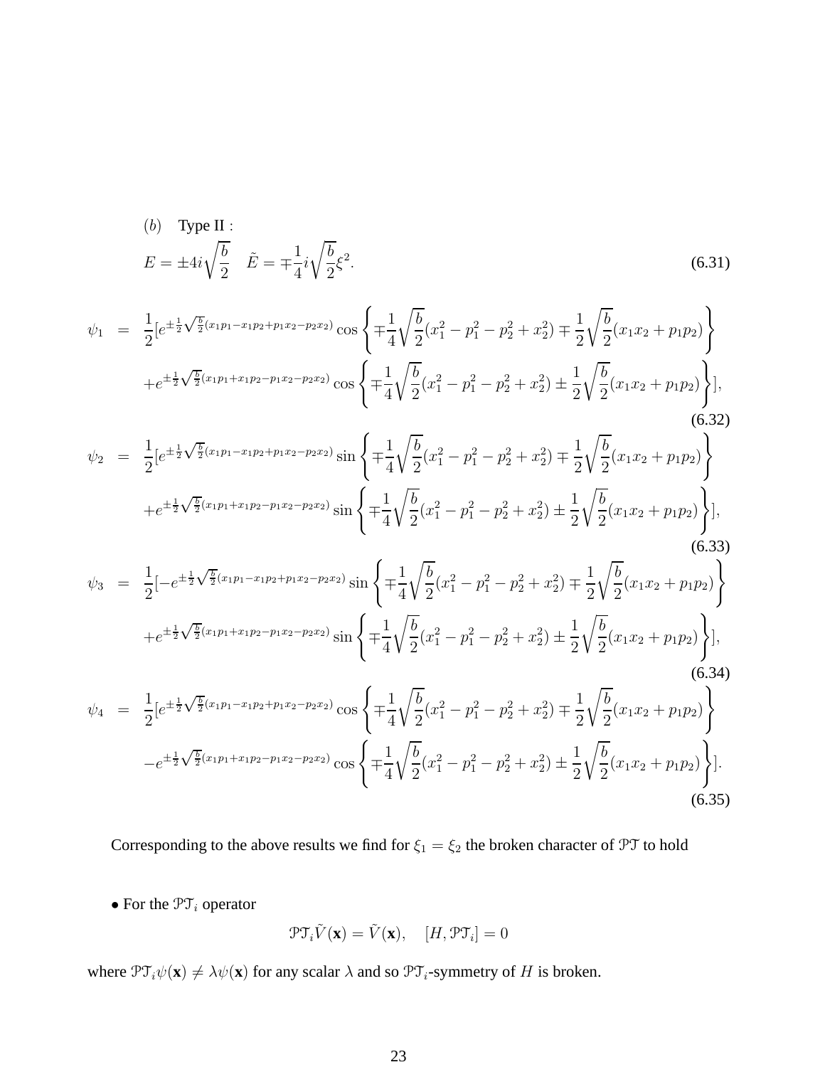$(b)$ Type II :

$$E = \pm 4i\sqrt{\frac{b}{2}} \quad \tilde{E} = \mp\frac{1}{4}i\sqrt{\frac{b}{2}}\xi^2. \tag{6.31}$$

$$\begin{aligned}
\psi_1 \;=\; & \frac{1}{2}[e^{\pm\frac{1}{2}\sqrt{\frac{b}{2}}(x_1p_1 - x_1p_2 + p_1x_2 - p_2x_2)} \cos\left\{\mp\frac{1}{4}\sqrt{\frac{b}{2}}(x_1^2 - p_1^2 - p_2^2 + x_2^2) \mp \frac{1}{2}\sqrt{\frac{b}{2}}(x_1x_2 + p_1p_2)\right\} \\
& + e^{\pm\frac{1}{2}\sqrt{\frac{b}{2}}(x_1p_1 + x_1p_2 - p_1x_2 - p_2x_2)} \cos\left\{\mp\frac{1}{4}\sqrt{\frac{b}{2}}(x_1^2 - p_1^2 - p_2^2 + x_2^2) \pm \frac{1}{2}\sqrt{\frac{b}{2}}(x_1x_2 + p_1p_2)\right\}],
\end{aligned} \tag{6.32}$$

$$\begin{aligned}
\psi_2 \;=\; & \frac{1}{2}[e^{\pm\frac{1}{2}\sqrt{\frac{b}{2}}(x_1p_1 - x_1p_2 + p_1x_2 - p_2x_2)} \sin\left\{\mp\frac{1}{4}\sqrt{\frac{b}{2}}(x_1^2 - p_1^2 - p_2^2 + x_2^2) \mp \frac{1}{2}\sqrt{\frac{b}{2}}(x_1x_2 + p_1p_2)\right\} \\
& + e^{\pm\frac{1}{2}\sqrt{\frac{b}{2}}(x_1p_1 + x_1p_2 - p_1x_2 - p_2x_2)} \sin\left\{\mp\frac{1}{4}\sqrt{\frac{b}{2}}(x_1^2 - p_1^2 - p_2^2 + x_2^2) \pm \frac{1}{2}\sqrt{\frac{b}{2}}(x_1x_2 + p_1p_2)\right\}],
\end{aligned} \tag{6.33}$$

$$\begin{aligned}
\psi_3 \;=\; & \frac{1}{2}[-e^{\pm\frac{1}{2}\sqrt{\frac{b}{2}}(x_1p_1 - x_1p_2 + p_1x_2 - p_2x_2)} \sin\left\{\mp\frac{1}{4}\sqrt{\frac{b}{2}}(x_1^2 - p_1^2 - p_2^2 + x_2^2) \mp \frac{1}{2}\sqrt{\frac{b}{2}}(x_1x_2 + p_1p_2)\right\} \\
& + e^{\pm\frac{1}{2}\sqrt{\frac{b}{2}}(x_1p_1 + x_1p_2 - p_1x_2 - p_2x_2)} \sin\left\{\mp\frac{1}{4}\sqrt{\frac{b}{2}}(x_1^2 - p_1^2 - p_2^2 + x_2^2) \pm \frac{1}{2}\sqrt{\frac{b}{2}}(x_1x_2 + p_1p_2)\right\}],
\end{aligned} \tag{6.34}$$

$$\begin{aligned}
\psi_4 \;=\; & \frac{1}{2}[e^{\pm\frac{1}{2}\sqrt{\frac{b}{2}}(x_1p_1 - x_1p_2 + p_1x_2 - p_2x_2)} \cos\left\{\mp\frac{1}{4}\sqrt{\frac{b}{2}}(x_1^2 - p_1^2 - p_2^2 + x_2^2) \mp \frac{1}{2}\sqrt{\frac{b}{2}}(x_1x_2 + p_1p_2)\right\} \\
& - e^{\pm\frac{1}{2}\sqrt{\frac{b}{2}}(x_1p_1 + x_1p_2 - p_1x_2 - p_2x_2)} \cos\left\{\mp\frac{1}{4}\sqrt{\frac{b}{2}}(x_1^2 - p_1^2 - p_2^2 + x_2^2) \pm \frac{1}{2}\sqrt{\frac{b}{2}}(x_1x_2 + p_1p_2)\right\}].
\end{aligned} \tag{6.35}$$

Corresponding to the above results we find for $\xi_1 = \xi_2$ the broken character of $\mathcal{PT}$ to hold

- For the $\mathcal{PT}_i$ operator

$$\mathcal{PT}_i\tilde{V}(\mathbf{x}) = \tilde{V}(\mathbf{x}), \quad [H, \mathcal{PT}_i] = 0$$

where $\mathcal{PT}_i\psi(\mathbf{x}) \neq \lambda\psi(\mathbf{x})$ for any scalar $\lambda$ and so $\mathcal{PT}_i$-symmetry of $H$ is broken.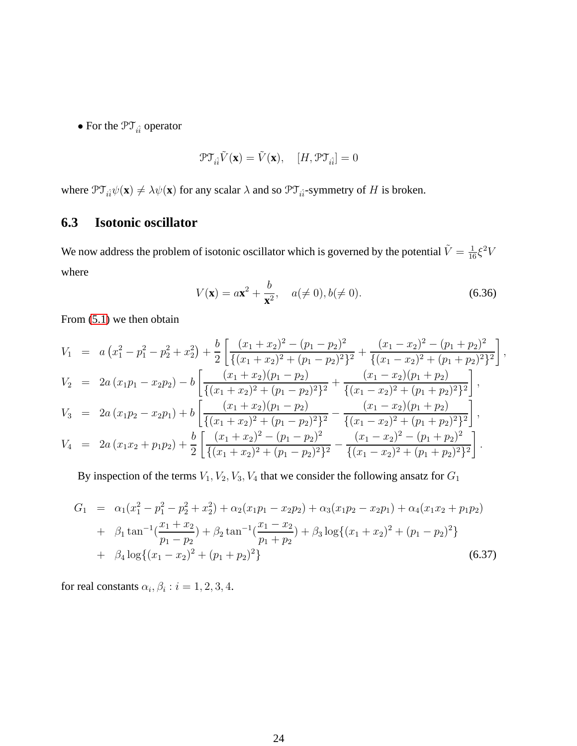• For the $\mathcal{PT}_{\hat{i}i}$ operator

$$\mathcal{PT}_{\hat{i}i}\tilde{V}(\mathbf{x}) = \tilde{V}(\mathbf{x}), \quad [H, \mathcal{PT}_{\hat{i}i}] = 0$$

where $\mathcal{PT}_{\hat{i}i}\psi(\mathbf{x}) \neq \lambda\psi(\mathbf{x})$ for any scalar $\lambda$ and so $\mathcal{PT}_{\hat{i}i}$-symmetry of $H$ is broken.

### 6.3 Isotonic oscillator

We now address the problem of isotonic oscillator which is governed by the potential $\tilde{V} = \frac{1}{16}\xi^2 V$ where

$$V(\mathbf{x}) = a\mathbf{x}^2 + \frac{b}{\mathbf{x}^2}, \quad a(\neq 0), b(\neq 0). \tag{6.36}$$

From (5.1) we then obtain

$$\begin{aligned}
V_1 &= a\left(x_1^2 - p_1^2 - p_2^2 + x_2^2\right) + \frac{b}{2}\left[\frac{(x_1+x_2)^2 - (p_1-p_2)^2}{\{(x_1+x_2)^2 + (p_1-p_2)^2\}^2} + \frac{(x_1-x_2)^2 - (p_1+p_2)^2}{\{(x_1-x_2)^2 + (p_1+p_2)^2\}^2}\right], \\
V_2 &= 2a\left(x_1p_1 - x_2p_2\right) - b\left[\frac{(x_1+x_2)(p_1-p_2)}{\{(x_1+x_2)^2 + (p_1-p_2)^2\}^2} + \frac{(x_1-x_2)(p_1+p_2)}{\{(x_1-x_2)^2 + (p_1+p_2)^2\}^2}\right], \\
V_3 &= 2a\left(x_1p_2 - x_2p_1\right) + b\left[\frac{(x_1+x_2)(p_1-p_2)}{\{(x_1+x_2)^2 + (p_1-p_2)^2\}^2} - \frac{(x_1-x_2)(p_1+p_2)}{\{(x_1-x_2)^2 + (p_1+p_2)^2\}^2}\right], \\
V_4 &= 2a\left(x_1x_2 + p_1p_2\right) + \frac{b}{2}\left[\frac{(x_1+x_2)^2 - (p_1-p_2)^2}{\{(x_1+x_2)^2 + (p_1-p_2)^2\}^2} - \frac{(x_1-x_2)^2 - (p_1+p_2)^2}{\{(x_1-x_2)^2 + (p_1+p_2)^2\}^2}\right].
\end{aligned}$$

By inspection of the terms $V_1, V_2, V_3, V_4$ that we consider the following ansatz for $G_1$

$$\begin{aligned}
G_1 &= \alpha_1(x_1^2 - p_1^2 - p_2^2 + x_2^2) + \alpha_2(x_1p_1 - x_2p_2) + \alpha_3(x_1p_2 - x_2p_1) + \alpha_4(x_1x_2 + p_1p_2) \\
&+ \beta_1 \tan^{-1}\left(\frac{x_1+x_2}{p_1-p_2}\right) + \beta_2 \tan^{-1}\left(\frac{x_1-x_2}{p_1+p_2}\right) + \beta_3 \log\{(x_1+x_2)^2 + (p_1-p_2)^2\} \\
&+ \beta_4 \log\{(x_1-x_2)^2 + (p_1+p_2)^2\}
\end{aligned} \tag{6.37}$$

for real constants $\alpha_i, \beta_i : i = 1, 2, 3, 4$.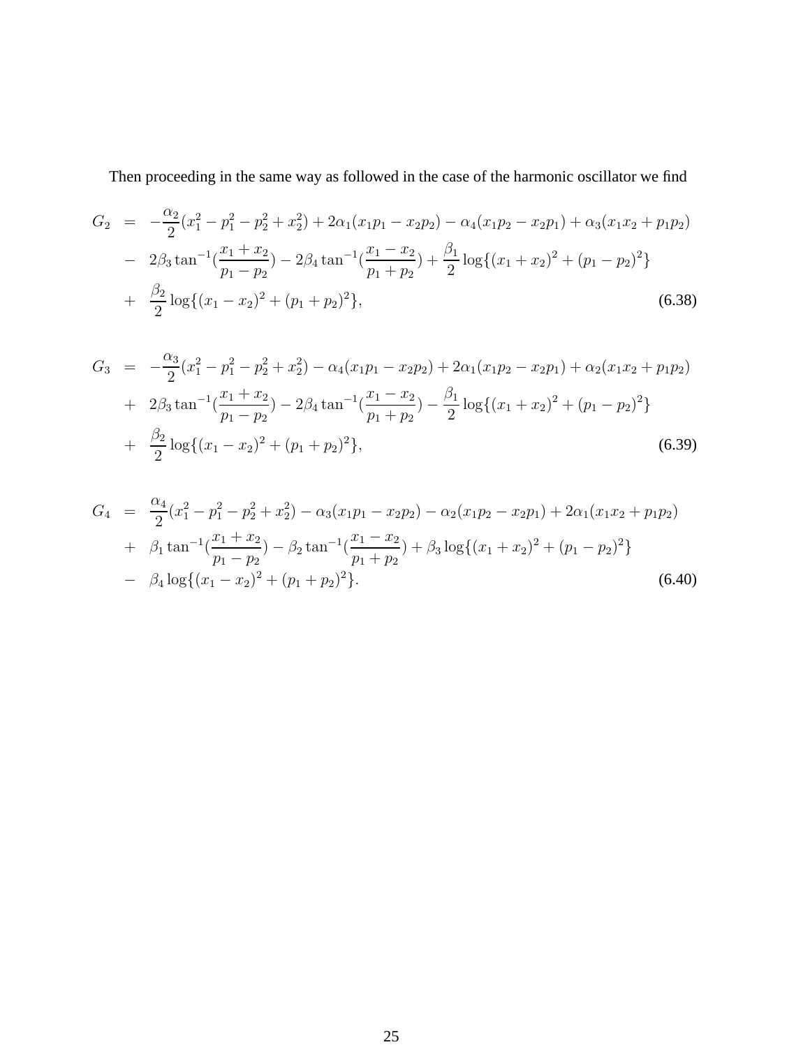Then proceeding in the same way as followed in the case of the harmonic oscillator we find

$$
\begin{aligned}
G_2 &= -\frac{\alpha_2}{2}(x_1^2 - p_1^2 - p_2^2 + x_2^2) + 2\alpha_1(x_1p_1 - x_2p_2) - \alpha_4(x_1p_2 - x_2p_1) + \alpha_3(x_1x_2 + p_1p_2) \\
&- 2\beta_3 \tan^{-1}(\frac{x_1 + x_2}{p_1 - p_2}) - 2\beta_4 \tan^{-1}(\frac{x_1 - x_2}{p_1 + p_2}) + \frac{\beta_1}{2}\log\{(x_1 + x_2)^2 + (p_1 - p_2)^2\} \\
&+ \frac{\beta_2}{2}\log\{(x_1 - x_2)^2 + (p_1 + p_2)^2\},
\end{aligned} \tag{6.38}
$$

$$
\begin{aligned}
G_3 &= -\frac{\alpha_3}{2}(x_1^2 - p_1^2 - p_2^2 + x_2^2) - \alpha_4(x_1p_1 - x_2p_2) + 2\alpha_1(x_1p_2 - x_2p_1) + \alpha_2(x_1x_2 + p_1p_2) \\
&+ 2\beta_3 \tan^{-1}(\frac{x_1 + x_2}{p_1 - p_2}) - 2\beta_4 \tan^{-1}(\frac{x_1 - x_2}{p_1 + p_2}) - \frac{\beta_1}{2}\log\{(x_1 + x_2)^2 + (p_1 - p_2)^2\} \\
&+ \frac{\beta_2}{2}\log\{(x_1 - x_2)^2 + (p_1 + p_2)^2\},
\end{aligned} \tag{6.39}
$$

$$
\begin{aligned}
G_4 &= \frac{\alpha_4}{2}(x_1^2 - p_1^2 - p_2^2 + x_2^2) - \alpha_3(x_1p_1 - x_2p_2) - \alpha_2(x_1p_2 - x_2p_1) + 2\alpha_1(x_1x_2 + p_1p_2) \\
&+ \beta_1 \tan^{-1}(\frac{x_1 + x_2}{p_1 - p_2}) - \beta_2 \tan^{-1}(\frac{x_1 - x_2}{p_1 + p_2}) + \beta_3 \log\{(x_1 + x_2)^2 + (p_1 - p_2)^2\} \\
&- \beta_4 \log\{(x_1 - x_2)^2 + (p_1 + p_2)^2\}.
\end{aligned} \tag{6.40}
$$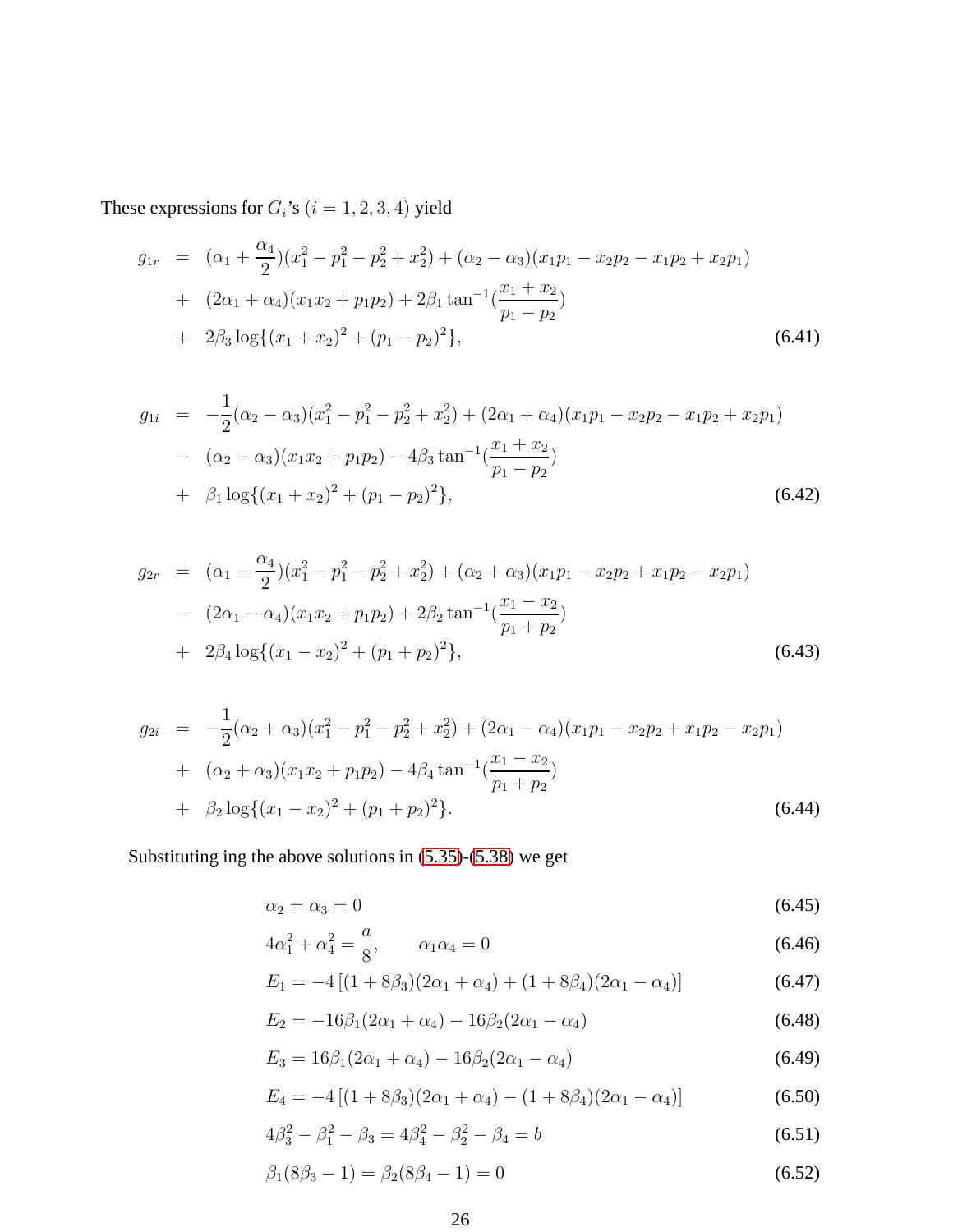These expressions for $G_i$'s $(i = 1, 2, 3, 4)$ yield

$$
\begin{aligned}
g_{1r} &= (\alpha_1 + \frac{\alpha_4}{2})(x_1^2 - p_1^2 - p_2^2 + x_2^2) + (\alpha_2 - \alpha_3)(x_1 p_1 - x_2 p_2 - x_1 p_2 + x_2 p_1) \\
&+ (2\alpha_1 + \alpha_4)(x_1 x_2 + p_1 p_2) + 2\beta_1 \tan^{-1}(\frac{x_1 + x_2}{p_1 - p_2}) \\
&+ 2\beta_3 \log\{(x_1 + x_2)^2 + (p_1 - p_2)^2\},
\end{aligned} \tag{6.41}
$$

$$
\begin{aligned}
g_{1i} &= -\frac{1}{2}(\alpha_2 - \alpha_3)(x_1^2 - p_1^2 - p_2^2 + x_2^2) + (2\alpha_1 + \alpha_4)(x_1 p_1 - x_2 p_2 - x_1 p_2 + x_2 p_1) \\
&- (\alpha_2 - \alpha_3)(x_1 x_2 + p_1 p_2) - 4\beta_3 \tan^{-1}(\frac{x_1 + x_2}{p_1 - p_2}) \\
&+ \beta_1 \log\{(x_1 + x_2)^2 + (p_1 - p_2)^2\},
\end{aligned} \tag{6.42}
$$

$$
\begin{aligned}
g_{2r} &= (\alpha_1 - \frac{\alpha_4}{2})(x_1^2 - p_1^2 - p_2^2 + x_2^2) + (\alpha_2 + \alpha_3)(x_1 p_1 - x_2 p_2 + x_1 p_2 - x_2 p_1) \\
&- (2\alpha_1 - \alpha_4)(x_1 x_2 + p_1 p_2) + 2\beta_2 \tan^{-1}(\frac{x_1 - x_2}{p_1 + p_2}) \\
&+ 2\beta_4 \log\{(x_1 - x_2)^2 + (p_1 + p_2)^2\},
\end{aligned} \tag{6.43}
$$

$$
\begin{aligned}
g_{2i} &= -\frac{1}{2}(\alpha_2 + \alpha_3)(x_1^2 - p_1^2 - p_2^2 + x_2^2) + (2\alpha_1 - \alpha_4)(x_1 p_1 - x_2 p_2 + x_1 p_2 - x_2 p_1) \\
&+ (\alpha_2 + \alpha_3)(x_1 x_2 + p_1 p_2) - 4\beta_4 \tan^{-1}(\frac{x_1 - x_2}{p_1 + p_2}) \\
&+ \beta_2 \log\{(x_1 - x_2)^2 + (p_1 + p_2)^2\}.
\end{aligned} \tag{6.44}
$$

Substituting ing the above solutions in (5.35)-(5.38) we get

$$\alpha_2 = \alpha_3 = 0 \tag{6.45}$$

$$4\alpha_1^2 + \alpha_4^2 = \frac{a}{8}, \qquad \alpha_1 \alpha_4 = 0 \tag{6.46}$$

$$E_1 = -4\left[(1 + 8\beta_3)(2\alpha_1 + \alpha_4) + (1 + 8\beta_4)(2\alpha_1 - \alpha_4)\right] \tag{6.47}$$

$$E_2 = -16\beta_1(2\alpha_1 + \alpha_4) - 16\beta_2(2\alpha_1 - \alpha_4) \tag{6.48}$$

$$E_3 = 16\beta_1(2\alpha_1 + \alpha_4) - 16\beta_2(2\alpha_1 - \alpha_4) \tag{6.49}$$

$$E_4 = -4\left[(1 + 8\beta_3)(2\alpha_1 + \alpha_4) - (1 + 8\beta_4)(2\alpha_1 - \alpha_4)\right] \tag{6.50}$$

$$4\beta_3^2 - \beta_1^2 - \beta_3 = 4\beta_4^2 - \beta_2^2 - \beta_4 = b \tag{6.51}$$

$$\beta_1(8\beta_3 - 1) = \beta_2(8\beta_4 - 1) = 0 \tag{6.52}$$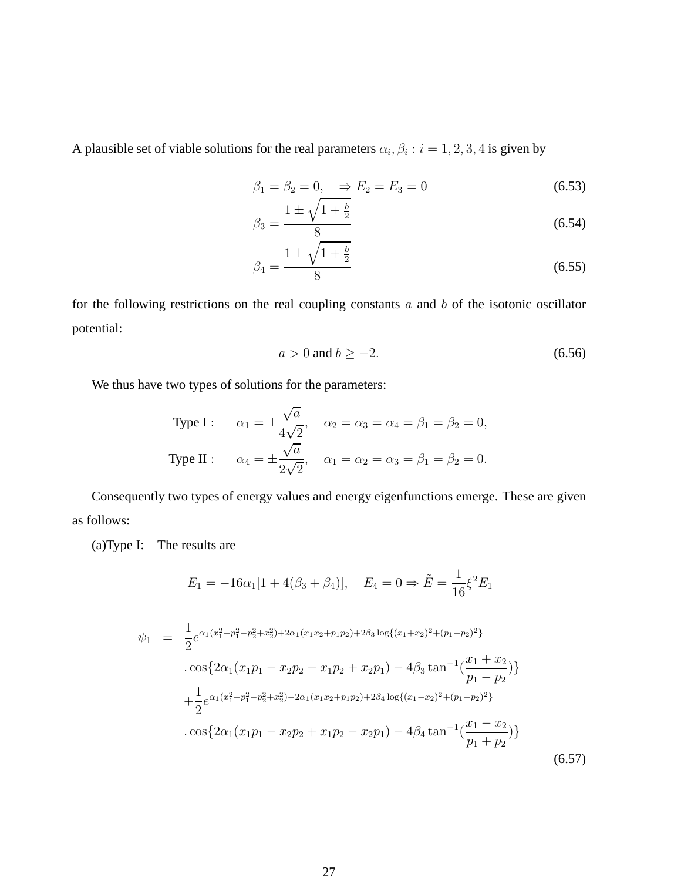A plausible set of viable solutions for the real parameters $\alpha_i, \beta_i : i = 1, 2, 3, 4$ is given by

$$\beta_1 = \beta_2 = 0, \quad \Rightarrow E_2 = E_3 = 0 \tag{6.53}$$

$$\beta_3 = \frac{1 \pm \sqrt{1 + \frac{b}{2}}}{8} \tag{6.54}$$

$$\beta_4 = \frac{1 \pm \sqrt{1 + \frac{b}{2}}}{8} \tag{6.55}$$

for the following restrictions on the real coupling constants $a$ and $b$ of the isotonic oscillator potential:

$$a > 0 \text{ and } b \geq -2. \tag{6.56}$$

We thus have two types of solutions for the parameters:

$$\text{Type I}: \qquad \alpha_1 = \pm\frac{\sqrt{a}}{4\sqrt{2}}, \quad \alpha_2 = \alpha_3 = \alpha_4 = \beta_1 = \beta_2 = 0,$$

$$\text{Type II}: \qquad \alpha_4 = \pm\frac{\sqrt{a}}{2\sqrt{2}}, \quad \alpha_1 = \alpha_2 = \alpha_3 = \beta_1 = \beta_2 = 0.$$

Consequently two types of energy values and energy eigenfunctions emerge. These are given as follows:

(a)Type I: The results are

$$E_1 = -16\alpha_1[1 + 4(\beta_3 + \beta_4)], \quad E_4 = 0 \Rightarrow \tilde{E} = \frac{1}{16}\xi^2 E_1$$

$$\begin{aligned}
\psi_1 &= \frac{1}{2}e^{\alpha_1(x_1^2 - p_1^2 - p_2^2 + x_2^2) + 2\alpha_1(x_1x_2 + p_1p_2) + 2\beta_3 \log\{(x_1+x_2)^2 + (p_1-p_2)^2\}} \\
&\quad . \cos\{2\alpha_1(x_1p_1 - x_2p_2 - x_1p_2 + x_2p_1) - 4\beta_3 \tan^{-1}(\frac{x_1 + x_2}{p_1 - p_2})\} \\
&\quad + \frac{1}{2}e^{\alpha_1(x_1^2 - p_1^2 - p_2^2 + x_2^2) - 2\alpha_1(x_1x_2 + p_1p_2) + 2\beta_4 \log\{(x_1-x_2)^2 + (p_1+p_2)^2\}} \\
&\quad . \cos\{2\alpha_1(x_1p_1 - x_2p_2 + x_1p_2 - x_2p_1) - 4\beta_4 \tan^{-1}(\frac{x_1 - x_2}{p_1 + p_2})\}
\end{aligned} \tag{6.57}$$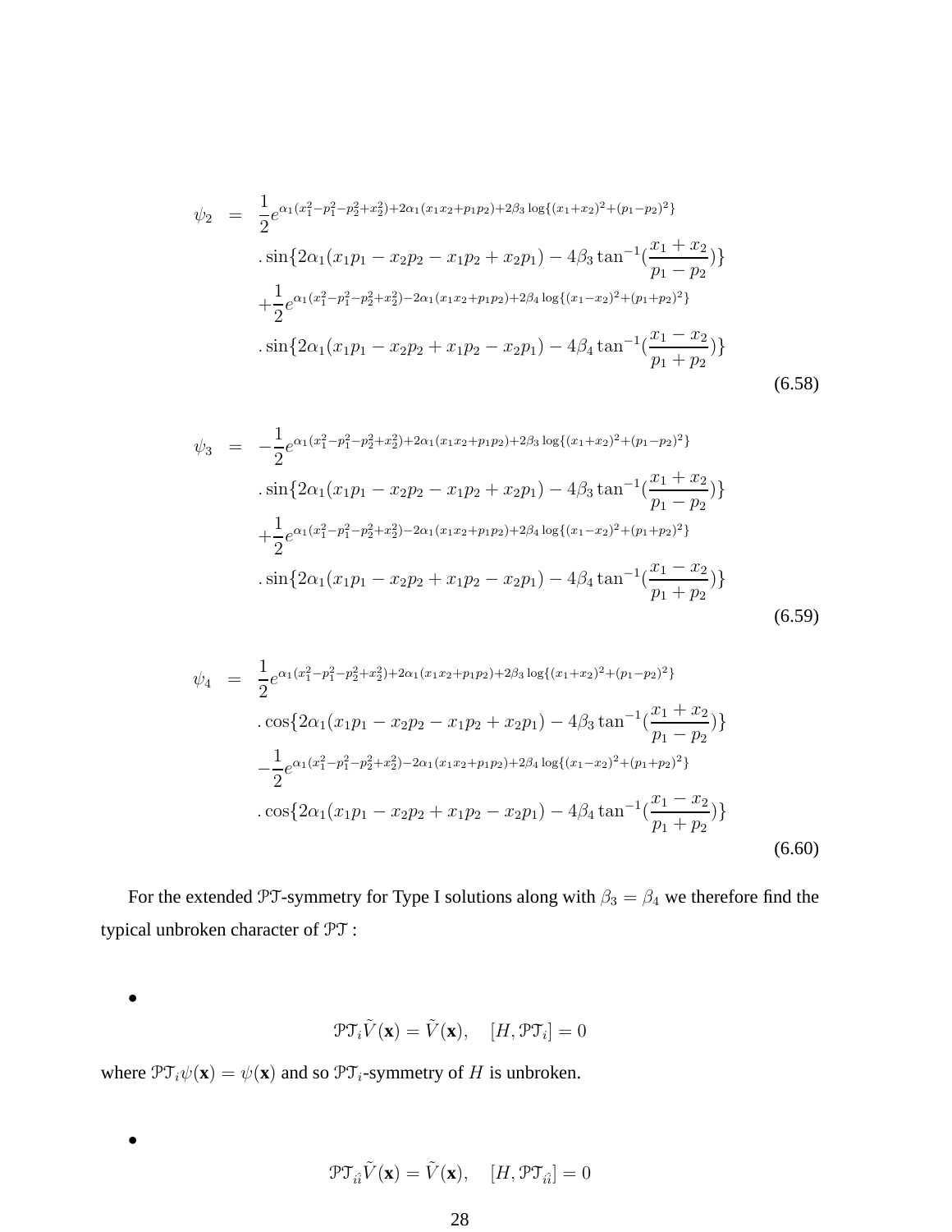$$
\begin{aligned}
\psi_2 &= \frac{1}{2} e^{\alpha_1(x_1^2-p_1^2-p_2^2+x_2^2)+2\alpha_1(x_1x_2+p_1p_2)+2\beta_3\log\{(x_1+x_2)^2+(p_1-p_2)^2\}} \\
&\quad .\sin\{2\alpha_1(x_1p_1-x_2p_2-x_1p_2+x_2p_1)-4\beta_3\tan^{-1}(\frac{x_1+x_2}{p_1-p_2})\} \\
&\quad +\frac{1}{2} e^{\alpha_1(x_1^2-p_1^2-p_2^2+x_2^2)-2\alpha_1(x_1x_2+p_1p_2)+2\beta_4\log\{(x_1-x_2)^2+(p_1+p_2)^2\}} \\
&\quad .\sin\{2\alpha_1(x_1p_1-x_2p_2+x_1p_2-x_2p_1)-4\beta_4\tan^{-1}(\frac{x_1-x_2}{p_1+p_2})\}
\end{aligned} \tag{6.58}
$$

$$
\begin{aligned}
\psi_3 &= -\frac{1}{2} e^{\alpha_1(x_1^2-p_1^2-p_2^2+x_2^2)+2\alpha_1(x_1x_2+p_1p_2)+2\beta_3\log\{(x_1+x_2)^2+(p_1-p_2)^2\}} \\
&\quad .\sin\{2\alpha_1(x_1p_1-x_2p_2-x_1p_2+x_2p_1)-4\beta_3\tan^{-1}(\frac{x_1+x_2}{p_1-p_2})\} \\
&\quad +\frac{1}{2} e^{\alpha_1(x_1^2-p_1^2-p_2^2+x_2^2)-2\alpha_1(x_1x_2+p_1p_2)+2\beta_4\log\{(x_1-x_2)^2+(p_1+p_2)^2\}} \\
&\quad .\sin\{2\alpha_1(x_1p_1-x_2p_2+x_1p_2-x_2p_1)-4\beta_4\tan^{-1}(\frac{x_1-x_2}{p_1+p_2})\}
\end{aligned} \tag{6.59}
$$

$$
\begin{aligned}
\psi_4 &= \frac{1}{2} e^{\alpha_1(x_1^2-p_1^2-p_2^2+x_2^2)+2\alpha_1(x_1x_2+p_1p_2)+2\beta_3\log\{(x_1+x_2)^2+(p_1-p_2)^2\}} \\
&\quad .\cos\{2\alpha_1(x_1p_1-x_2p_2-x_1p_2+x_2p_1)-4\beta_3\tan^{-1}(\frac{x_1+x_2}{p_1-p_2})\} \\
&\quad -\frac{1}{2} e^{\alpha_1(x_1^2-p_1^2-p_2^2+x_2^2)-2\alpha_1(x_1x_2+p_1p_2)+2\beta_4\log\{(x_1-x_2)^2+(p_1+p_2)^2\}} \\
&\quad .\cos\{2\alpha_1(x_1p_1-x_2p_2+x_1p_2-x_2p_1)-4\beta_4\tan^{-1}(\frac{x_1-x_2}{p_1+p_2})\}
\end{aligned} \tag{6.60}
$$

For the extended $\mathcal{PT}$-symmetry for Type I solutions along with $\beta_3 = \beta_4$ we therefore find the typical unbroken character of $\mathcal{PT}$ :

- $$\mathcal{PT}_i \tilde{V}(\mathbf{x}) = \tilde{V}(\mathbf{x}), \quad [H, \mathcal{PT}_i] = 0$$

where $\mathcal{PT}_i \psi(\mathbf{x}) = \psi(\mathbf{x})$ and so $\mathcal{PT}_i$-symmetry of $H$ is unbroken.

- $$\mathcal{PT}_{i\hat{i}} \tilde{V}(\mathbf{x}) = \tilde{V}(\mathbf{x}), \quad [H, \mathcal{PT}_{i\hat{i}}] = 0$$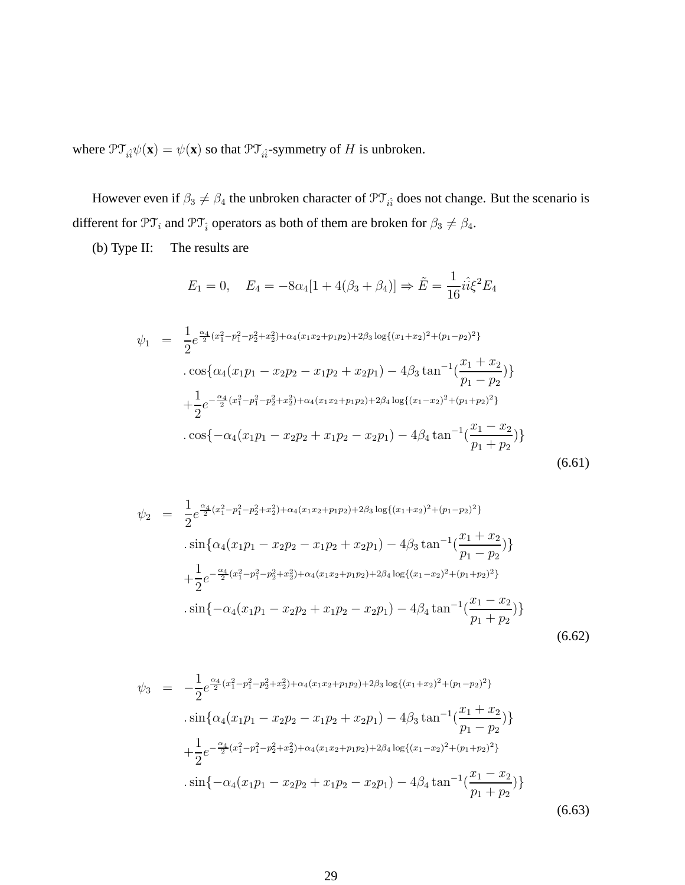where $\mathcal{PT}_{i\hat{i}}\psi(\mathbf{x}) = \psi(\mathbf{x})$ so that $\mathcal{PT}_{i\hat{i}}$-symmetry of $H$ is unbroken.

However even if $\beta_3 \neq \beta_4$ the unbroken character of $\mathcal{PT}_{i\hat{i}}$ does not change. But the scenario is different for $\mathcal{PT}_i$ and $\mathcal{PT}_{\hat{i}}$ operators as both of them are broken for $\beta_3 \neq \beta_4$.

(b) Type II: The results are

$$E_1 = 0, \quad E_4 = -8\alpha_4[1 + 4(\beta_3 + \beta_4)] \Rightarrow \tilde{E} = \frac{1}{16} i\hat{i}\xi^2 E_4$$

$$\begin{aligned}
\psi_1 &= \frac{1}{2} e^{\frac{\alpha_4}{2}(x_1^2 - p_1^2 - p_2^2 + x_2^2) + \alpha_4(x_1 x_2 + p_1 p_2) + 2\beta_3 \log\{(x_1+x_2)^2 + (p_1-p_2)^2\}} \\
&\quad . \cos\{\alpha_4(x_1 p_1 - x_2 p_2 - x_1 p_2 + x_2 p_1) - 4\beta_3 \tan^{-1}(\frac{x_1 + x_2}{p_1 - p_2})\} \\
&\quad + \frac{1}{2} e^{-\frac{\alpha_4}{2}(x_1^2 - p_1^2 - p_2^2 + x_2^2) + \alpha_4(x_1 x_2 + p_1 p_2) + 2\beta_4 \log\{(x_1-x_2)^2 + (p_1+p_2)^2\}} \\
&\quad . \cos\{-\alpha_4(x_1 p_1 - x_2 p_2 + x_1 p_2 - x_2 p_1) - 4\beta_4 \tan^{-1}(\frac{x_1 - x_2}{p_1 + p_2})\}
\end{aligned} \tag{6.61}$$

$$\begin{aligned}
\psi_2 &= \frac{1}{2} e^{\frac{\alpha_4}{2}(x_1^2 - p_1^2 - p_2^2 + x_2^2) + \alpha_4(x_1 x_2 + p_1 p_2) + 2\beta_3 \log\{(x_1+x_2)^2 + (p_1-p_2)^2\}} \\
&\quad . \sin\{\alpha_4(x_1 p_1 - x_2 p_2 - x_1 p_2 + x_2 p_1) - 4\beta_3 \tan^{-1}(\frac{x_1 + x_2}{p_1 - p_2})\} \\
&\quad + \frac{1}{2} e^{-\frac{\alpha_4}{2}(x_1^2 - p_1^2 - p_2^2 + x_2^2) + \alpha_4(x_1 x_2 + p_1 p_2) + 2\beta_4 \log\{(x_1-x_2)^2 + (p_1+p_2)^2\}} \\
&\quad . \sin\{-\alpha_4(x_1 p_1 - x_2 p_2 + x_1 p_2 - x_2 p_1) - 4\beta_4 \tan^{-1}(\frac{x_1 - x_2}{p_1 + p_2})\}
\end{aligned} \tag{6.62}$$

$$\begin{aligned}
\psi_3 &= -\frac{1}{2} e^{\frac{\alpha_4}{2}(x_1^2 - p_1^2 - p_2^2 + x_2^2) + \alpha_4(x_1 x_2 + p_1 p_2) + 2\beta_3 \log\{(x_1+x_2)^2 + (p_1-p_2)^2\}} \\
&\quad . \sin\{\alpha_4(x_1 p_1 - x_2 p_2 - x_1 p_2 + x_2 p_1) - 4\beta_3 \tan^{-1}(\frac{x_1 + x_2}{p_1 - p_2})\} \\
&\quad + \frac{1}{2} e^{-\frac{\alpha_4}{2}(x_1^2 - p_1^2 - p_2^2 + x_2^2) + \alpha_4(x_1 x_2 + p_1 p_2) + 2\beta_4 \log\{(x_1-x_2)^2 + (p_1+p_2)^2\}} \\
&\quad . \sin\{-\alpha_4(x_1 p_1 - x_2 p_2 + x_1 p_2 - x_2 p_1) - 4\beta_4 \tan^{-1}(\frac{x_1 - x_2}{p_1 + p_2})\}
\end{aligned} \tag{6.63}$$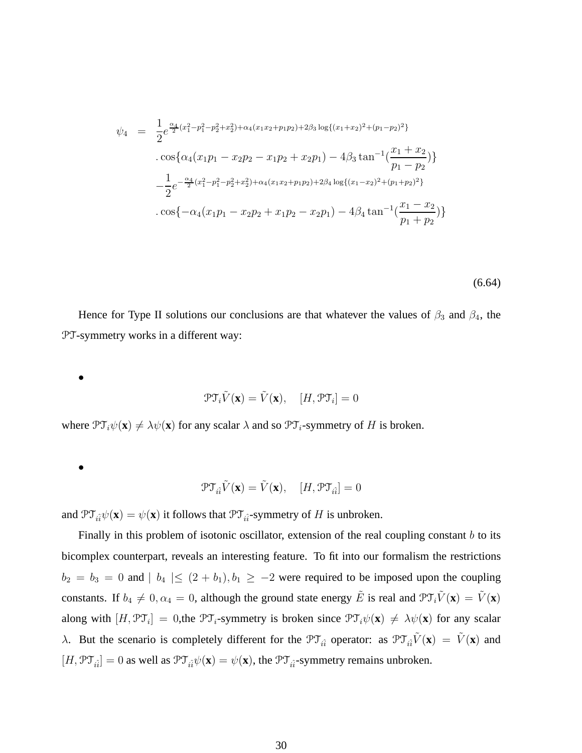$$
\begin{aligned}
\psi_4 &= \frac{1}{2} e^{\frac{\alpha_4}{2}(x_1^2 - p_1^2 - p_2^2 + x_2^2) + \alpha_4(x_1 x_2 + p_1 p_2) + 2\beta_3 \log\{(x_1+x_2)^2 + (p_1-p_2)^2\}} \\
&\quad . \cos\{\alpha_4(x_1 p_1 - x_2 p_2 - x_1 p_2 + x_2 p_1) - 4\beta_3 \tan^{-1}(\frac{x_1+x_2}{p_1-p_2})\} \\
&\quad - \frac{1}{2} e^{-\frac{\alpha_4}{2}(x_1^2 - p_1^2 - p_2^2 + x_2^2) + \alpha_4(x_1 x_2 + p_1 p_2) + 2\beta_4 \log\{(x_1-x_2)^2 + (p_1+p_2)^2\}} \\
&\quad . \cos\{-\alpha_4(x_1 p_1 - x_2 p_2 + x_1 p_2 - x_2 p_1) - 4\beta_4 \tan^{-1}(\frac{x_1-x_2}{p_1+p_2})\}
\end{aligned}
\tag{6.64}
$$

Hence for Type II solutions our conclusions are that whatever the values of $\beta_3$ and $\beta_4$, the $\mathcal{PT}$-symmetry works in a different way:

- $$\mathcal{PT}_i \tilde{V}(\mathbf{x}) = \tilde{V}(\mathbf{x}), \quad [H, \mathcal{PT}_i] = 0$$

where $\mathcal{PT}_i \psi(\mathbf{x}) \neq \lambda \psi(\mathbf{x})$ for any scalar $\lambda$ and so $\mathcal{PT}_i$-symmetry of $H$ is broken.

- $$\mathcal{PT}_{i\hat{i}} \tilde{V}(\mathbf{x}) = \tilde{V}(\mathbf{x}), \quad [H, \mathcal{PT}_{i\hat{i}}] = 0$$

and $\mathcal{PT}_{i\hat{i}} \psi(\mathbf{x}) = \psi(\mathbf{x})$ it follows that $\mathcal{PT}_{i\hat{i}}$-symmetry of $H$ is unbroken.

Finally in this problem of isotonic oscillator, extension of the real coupling constant $b$ to its bicomplex counterpart, reveals an interesting feature. To fit into our formalism the restrictions $b_2 = b_3 = 0$ and $\mid b_4 \mid \leq (2 + b_1), b_1 \geq -2$ were required to be imposed upon the coupling constants. If $b_4 \neq 0, \alpha_4 = 0$, although the ground state energy $\tilde{E}$ is real and $\mathcal{PT}_i \tilde{V}(\mathbf{x}) = \tilde{V}(\mathbf{x})$ along with $[H, \mathcal{PT}_i] = 0$,the $\mathcal{PT}_i$-symmetry is broken since $\mathcal{PT}_i \psi(\mathbf{x}) \neq \lambda \psi(\mathbf{x})$ for any scalar $\lambda$. But the scenario is completely different for the $\mathcal{PT}_{i\hat{i}}$ operator: as $\mathcal{PT}_{i\hat{i}} \tilde{V}(\mathbf{x}) = \tilde{V}(\mathbf{x})$ and $[H, \mathcal{PT}_{i\hat{i}}] = 0$ as well as $\mathcal{PT}_{i\hat{i}} \psi(\mathbf{x}) = \psi(\mathbf{x})$, the $\mathcal{PT}_{i\hat{i}}$-symmetry remains unbroken.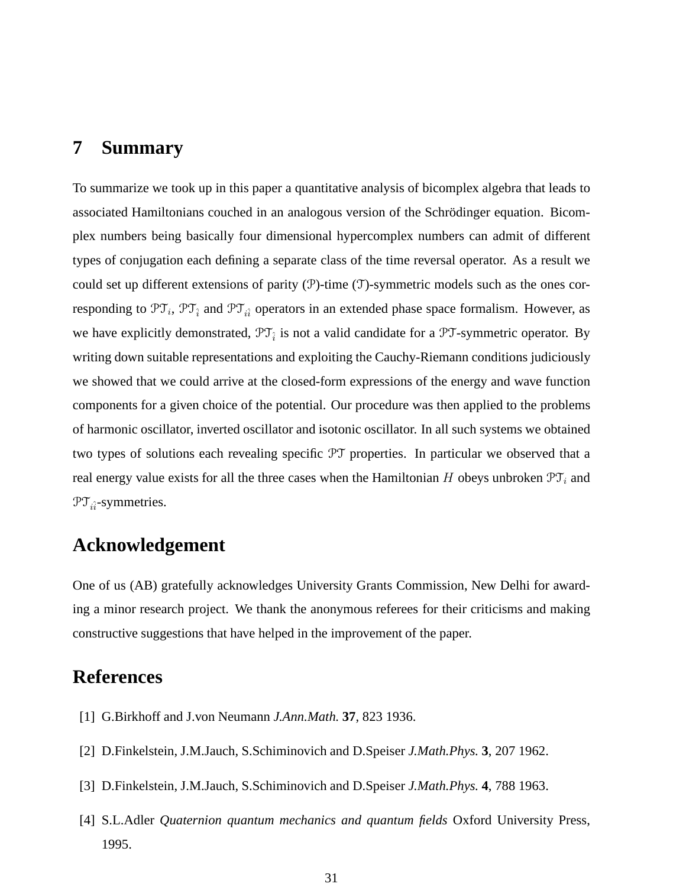## 7 Summary

To summarize we took up in this paper a quantitative analysis of bicomplex algebra that leads to associated Hamiltonians couched in an analogous version of the Schrödinger equation. Bicomplex numbers being basically four dimensional hypercomplex numbers can admit of different types of conjugation each defining a separate class of the time reversal operator. As a result we could set up different extensions of parity ($\mathcal{P}$)-time ($\mathcal{T}$)-symmetric models such as the ones corresponding to $\mathcal{PT}_i$, $\mathcal{PT}_{\hat{i}}$ and $\mathcal{PT}_{i\hat{i}}$ operators in an extended phase space formalism. However, as we have explicitly demonstrated, $\mathcal{PT}_{\hat{i}}$ is not a valid candidate for a $\mathcal{PT}$-symmetric operator. By writing down suitable representations and exploiting the Cauchy-Riemann conditions judiciously we showed that we could arrive at the closed-form expressions of the energy and wave function components for a given choice of the potential. Our procedure was then applied to the problems of harmonic oscillator, inverted oscillator and isotonic oscillator. In all such systems we obtained two types of solutions each revealing specific $\mathcal{PT}$ properties. In particular we observed that a real energy value exists for all the three cases when the Hamiltonian $H$ obeys unbroken $\mathcal{PT}_i$ and $\mathcal{PT}_{i\hat{i}}$-symmetries.

## Acknowledgement

One of us (AB) gratefully acknowledges University Grants Commission, New Delhi for awarding a minor research project. We thank the anonymous referees for their criticisms and making constructive suggestions that have helped in the improvement of the paper.

## References

[1] G.Birkhoff and J.von Neumann *J.Ann.Math.* **37**, 823 1936.

[2] D.Finkelstein, J.M.Jauch, S.Schiminovich and D.Speiser *J.Math.Phys.* **3**, 207 1962.

[3] D.Finkelstein, J.M.Jauch, S.Schiminovich and D.Speiser *J.Math.Phys.* **4**, 788 1963.

[4] S.L.Adler *Quaternion quantum mechanics and quantum fields* Oxford University Press, 1995.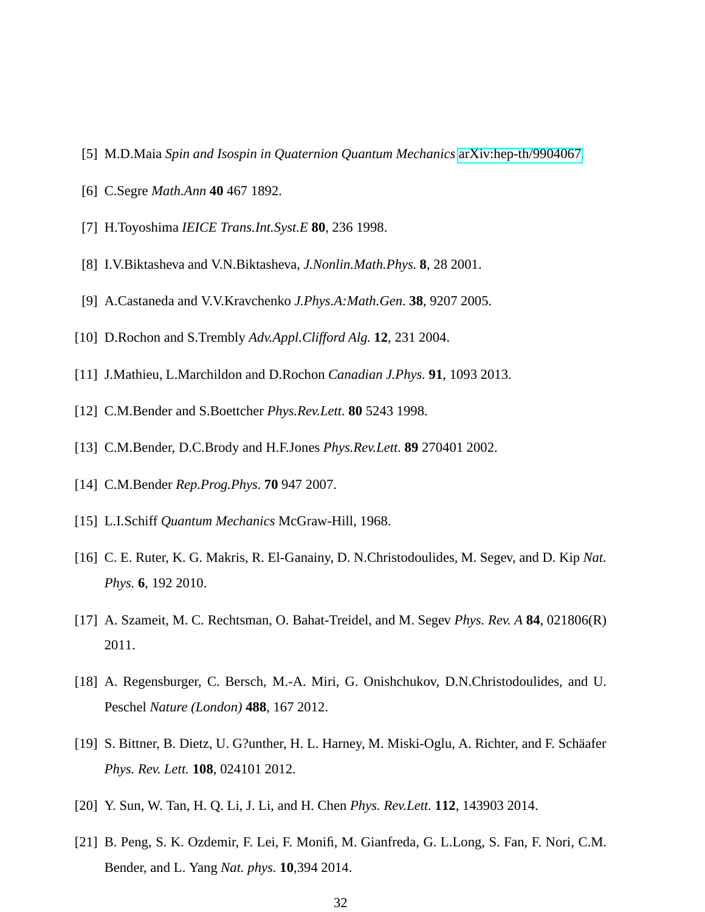[5] M.D.Maia *Spin and Isospin in Quaternion Quantum Mechanics* arXiv:hep-th/9904067.

[6] C.Segre *Math.Ann* **40** 467 1892.

[7] H.Toyoshima *IEICE Trans.Int.Syst.E* **80**, 236 1998.

[8] I.V.Biktasheva and V.N.Biktasheva, *J.Nonlin.Math.Phys.* **8**, 28 2001.

[9] A.Castaneda and V.V.Kravchenko *J.Phys.A:Math.Gen.* **38**, 9207 2005.

[10] D.Rochon and S.Trembly *Adv.Appl.Clifford Alg.* **12**, 231 2004.

[11] J.Mathieu, L.Marchildon and D.Rochon *Canadian J.Phys.* **91**, 1093 2013.

[12] C.M.Bender and S.Boettcher *Phys.Rev.Lett.* **80** 5243 1998.

[13] C.M.Bender, D.C.Brody and H.F.Jones *Phys.Rev.Lett.* **89** 270401 2002.

[14] C.M.Bender *Rep.Prog.Phys.* **70** 947 2007.

[15] L.I.Schiff *Quantum Mechanics* McGraw-Hill, 1968.

[16] C. E. Ruter, K. G. Makris, R. El-Ganainy, D. N.Christodoulides, M. Segev, and D. Kip *Nat. Phys.* **6**, 192 2010.

[17] A. Szameit, M. C. Rechtsman, O. Bahat-Treidel, and M. Segev *Phys. Rev. A* **84**, 021806(R) 2011.

[18] A. Regensburger, C. Bersch, M.-A. Miri, G. Onishchukov, D.N.Christodoulides, and U. Peschel *Nature (London)* **488**, 167 2012.

[19] S. Bittner, B. Dietz, U. G?unther, H. L. Harney, M. Miski-Oglu, A. Richter, and F. Schäafer *Phys. Rev. Lett.* **108**, 024101 2012.

[20] Y. Sun, W. Tan, H. Q. Li, J. Li, and H. Chen *Phys. Rev.Lett.* **112**, 143903 2014.

[21] B. Peng, S. K. Ozdemir, F. Lei, F. Monifi, M. Gianfreda, G. L.Long, S. Fan, F. Nori, C.M. Bender, and L. Yang *Nat. phys.* **10**,394 2014.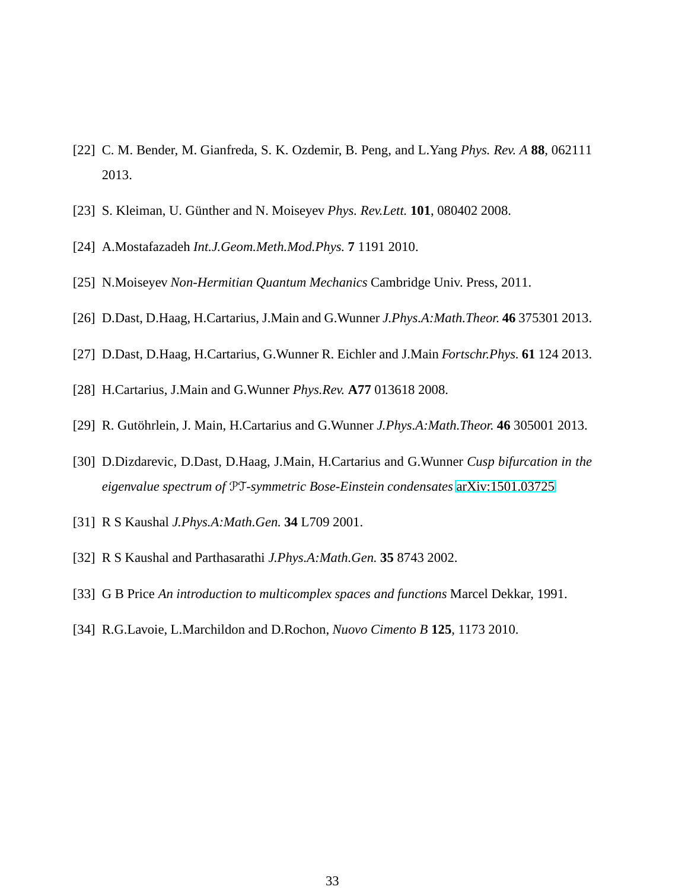[22] C. M. Bender, M. Gianfreda, S. K. Ozdemir, B. Peng, and L.Yang *Phys. Rev. A* **88**, 062111 2013.

[23] S. Kleiman, U. Günther and N. Moiseyev *Phys. Rev.Lett.* **101**, 080402 2008.

[24] A.Mostafazadeh *Int.J.Geom.Meth.Mod.Phys.* **7** 1191 2010.

[25] N.Moiseyev *Non-Hermitian Quantum Mechanics* Cambridge Univ. Press, 2011.

[26] D.Dast, D.Haag, H.Cartarius, J.Main and G.Wunner *J.Phys.A:Math.Theor.* **46** 375301 2013.

[27] D.Dast, D.Haag, H.Cartarius, G.Wunner R. Eichler and J.Main *Fortschr.Phys.* **61** 124 2013.

[28] H.Cartarius, J.Main and G.Wunner *Phys.Rev.* **A77** 013618 2008.

[29] R. Gutöhrlein, J. Main, H.Cartarius and G.Wunner *J.Phys.A:Math.Theor.* **46** 305001 2013.

[30] D.Dizdarevic, D.Dast, D.Haag, J.Main, H.Cartarius and G.Wunner *Cusp bifurcation in the eigenvalue spectrum of $\mathcal{PT}$-symmetric Bose-Einstein condensates* arXiv:1501.03725

[31] R S Kaushal *J.Phys.A:Math.Gen.* **34** L709 2001.

[32] R S Kaushal and Parthasarathi *J.Phys.A:Math.Gen.* **35** 8743 2002.

[33] G B Price *An introduction to multicomplex spaces and functions* Marcel Dekkar, 1991.

[34] R.G.Lavoie, L.Marchildon and D.Rochon, *Nuovo Cimento B* **125**, 1173 2010.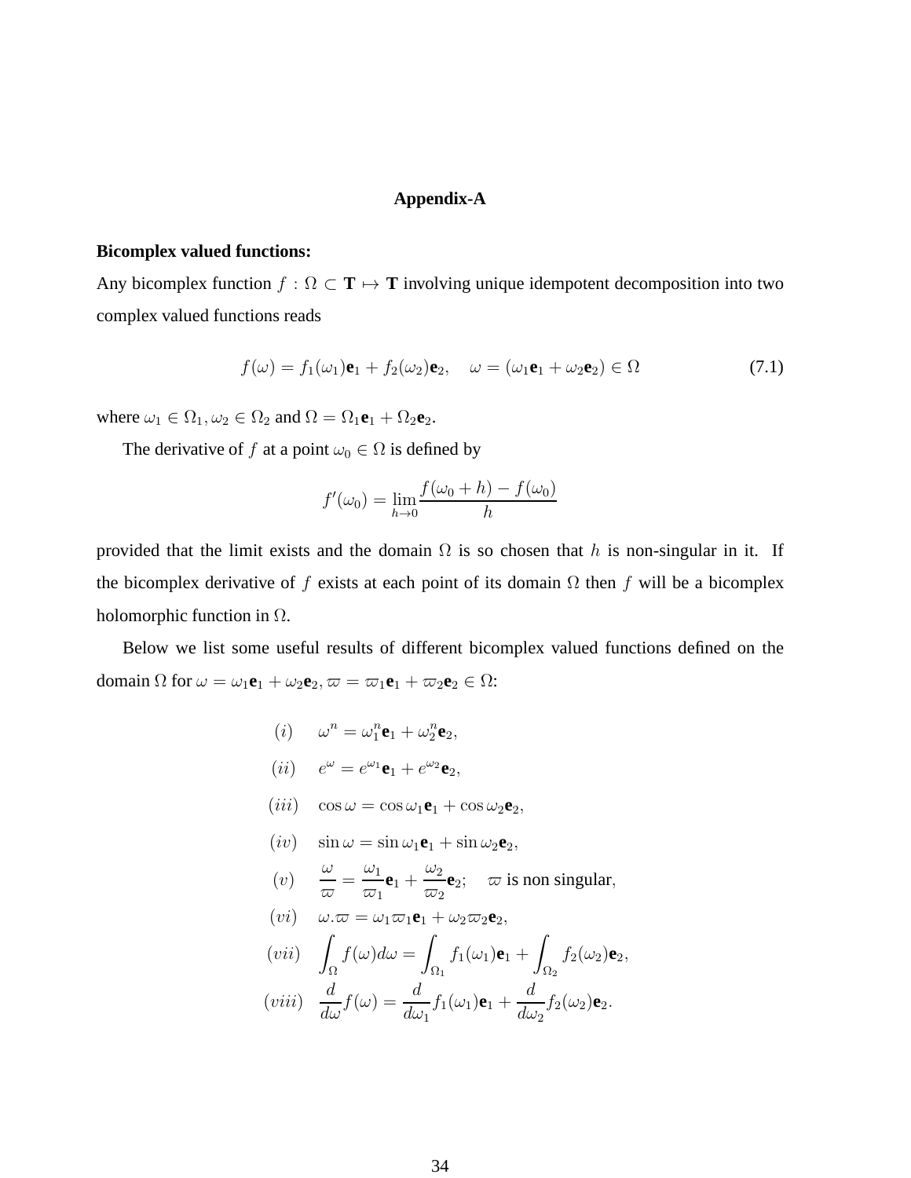# Appendix-A

**Bicomplex valued functions:**

Any bicomplex function $f : \Omega \subset \mathbf{T} \mapsto \mathbf{T}$ involving unique idempotent decomposition into two complex valued functions reads

$$f(\omega) = f_1(\omega_1)\mathbf{e}_1 + f_2(\omega_2)\mathbf{e}_2, \quad \omega = (\omega_1\mathbf{e}_1 + \omega_2\mathbf{e}_2) \in \Omega \tag{7.1}$$

where $\omega_1 \in \Omega_1, \omega_2 \in \Omega_2$ and $\Omega = \Omega_1\mathbf{e}_1 + \Omega_2\mathbf{e}_2$.

The derivative of $f$ at a point $\omega_0 \in \Omega$ is defined by

$$f'(\omega_0) = \lim_{h \to 0} \frac{f(\omega_0 + h) - f(\omega_0)}{h}$$

provided that the limit exists and the domain $\Omega$ is so chosen that $h$ is non-singular in it. If the bicomplex derivative of $f$ exists at each point of its domain $\Omega$ then $f$ will be a bicomplex holomorphic function in $\Omega$.

Below we list some useful results of different bicomplex valued functions defined on the domain $\Omega$ for $\omega = \omega_1\mathbf{e}_1 + \omega_2\mathbf{e}_2, \varpi = \varpi_1\mathbf{e}_1 + \varpi_2\mathbf{e}_2 \in \Omega$:

$$
\begin{aligned}
&(i) \quad \omega^n = \omega_1^n\mathbf{e}_1 + \omega_2^n\mathbf{e}_2, \\
&(ii) \quad e^{\omega} = e^{\omega_1}\mathbf{e}_1 + e^{\omega_2}\mathbf{e}_2, \\
&(iii) \quad \cos\omega = \cos\omega_1\mathbf{e}_1 + \cos\omega_2\mathbf{e}_2, \\
&(iv) \quad \sin\omega = \sin\omega_1\mathbf{e}_1 + \sin\omega_2\mathbf{e}_2, \\
&(v) \quad \frac{\omega}{\varpi} = \frac{\omega_1}{\varpi_1}\mathbf{e}_1 + \frac{\omega_2}{\varpi_2}\mathbf{e}_2; \quad \varpi \text{ is non singular}, \\
&(vi) \quad \omega.\varpi = \omega_1\varpi_1\mathbf{e}_1 + \omega_2\varpi_2\mathbf{e}_2, \\
&(vii) \quad \int_{\Omega} f(\omega)d\omega = \int_{\Omega_1} f_1(\omega_1)\mathbf{e}_1 + \int_{\Omega_2} f_2(\omega_2)\mathbf{e}_2, \\
&(viii) \quad \frac{d}{d\omega}f(\omega) = \frac{d}{d\omega_1}f_1(\omega_1)\mathbf{e}_1 + \frac{d}{d\omega_2}f_2(\omega_2)\mathbf{e}_2.
\end{aligned}
$$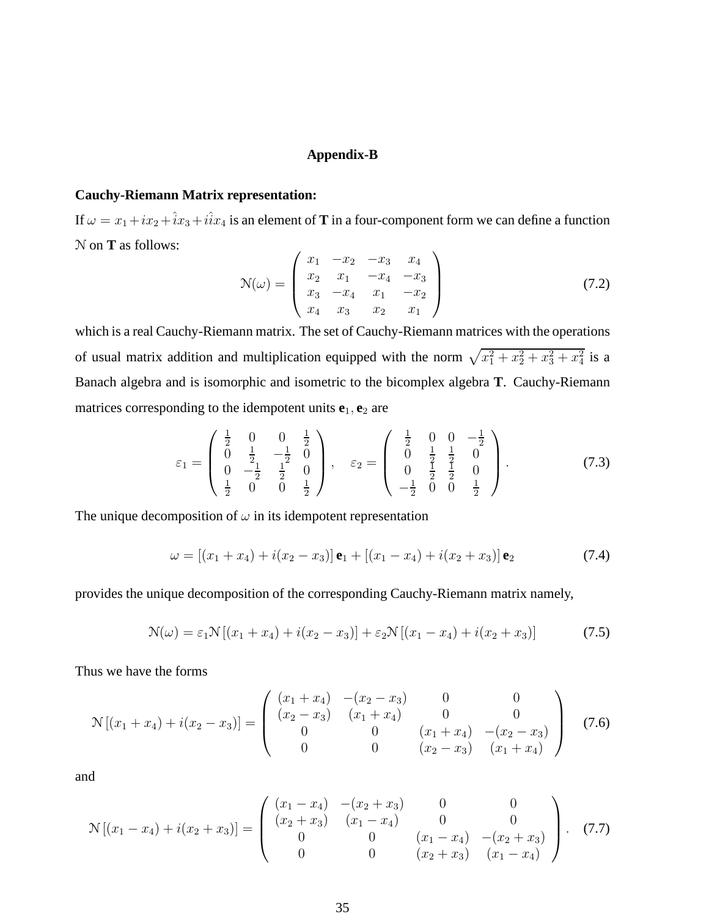**Appendix-B**

**Cauchy-Riemann Matrix representation:**

If $\omega = x_1 + ix_2 + \hat{i}x_3 + i\hat{i}x_4$ is an element of **T** in a four-component form we can define a function $\mathcal{N}$ on **T** as follows:

$$\mathcal{N}(\omega) = \begin{pmatrix} x_1 & -x_2 & -x_3 & x_4 \\ x_2 & x_1 & -x_4 & -x_3 \\ x_3 & -x_4 & x_1 & -x_2 \\ x_4 & x_3 & x_2 & x_1 \end{pmatrix} \tag{7.2}$$

which is a real Cauchy-Riemann matrix. The set of Cauchy-Riemann matrices with the operations of usual matrix addition and multiplication equipped with the norm $\sqrt{x_1^2 + x_2^2 + x_3^2 + x_4^2}$ is a Banach algebra and is isomorphic and isometric to the bicomplex algebra **T**. Cauchy-Riemann matrices corresponding to the idempotent units $\mathbf{e}_1, \mathbf{e}_2$ are

$$\varepsilon_1 = \begin{pmatrix} \frac{1}{2} & 0 & 0 & \frac{1}{2} \\ 0 & \frac{1}{2} & -\frac{1}{2} & 0 \\ 0 & -\frac{1}{2} & \frac{1}{2} & 0 \\ \frac{1}{2} & 0 & 0 & \frac{1}{2} \end{pmatrix}, \quad \varepsilon_2 = \begin{pmatrix} \frac{1}{2} & 0 & 0 & -\frac{1}{2} \\ 0 & \frac{1}{2} & \frac{1}{2} & 0 \\ 0 & \frac{1}{2} & \frac{1}{2} & 0 \\ -\frac{1}{2} & 0 & 0 & \frac{1}{2} \end{pmatrix}. \tag{7.3}$$

The unique decomposition of $\omega$ in its idempotent representation

$$\omega = [(x_1 + x_4) + i(x_2 - x_3)]\,\mathbf{e}_1 + [(x_1 - x_4) + i(x_2 + x_3)]\,\mathbf{e}_2 \tag{7.4}$$

provides the unique decomposition of the corresponding Cauchy-Riemann matrix namely,

$$\mathcal{N}(\omega) = \varepsilon_1 \mathcal{N}\left[(x_1 + x_4) + i(x_2 - x_3)\right] + \varepsilon_2 \mathcal{N}\left[(x_1 - x_4) + i(x_2 + x_3)\right] \tag{7.5}$$

Thus we have the forms

$$\mathcal{N}\left[(x_1 + x_4) + i(x_2 - x_3)\right] = \begin{pmatrix} (x_1 + x_4) & -(x_2 - x_3) & 0 & 0 \\ (x_2 - x_3) & (x_1 + x_4) & 0 & 0 \\ 0 & 0 & (x_1 + x_4) & -(x_2 - x_3) \\ 0 & 0 & (x_2 - x_3) & (x_1 + x_4) \end{pmatrix} \tag{7.6}$$

and

$$\mathcal{N}\left[(x_1 - x_4) + i(x_2 + x_3)\right] = \begin{pmatrix} (x_1 - x_4) & -(x_2 + x_3) & 0 & 0 \\ (x_2 + x_3) & (x_1 - x_4) & 0 & 0 \\ 0 & 0 & (x_1 - x_4) & -(x_2 + x_3) \\ 0 & 0 & (x_2 + x_3) & (x_1 - x_4) \end{pmatrix}. \tag{7.7}$$